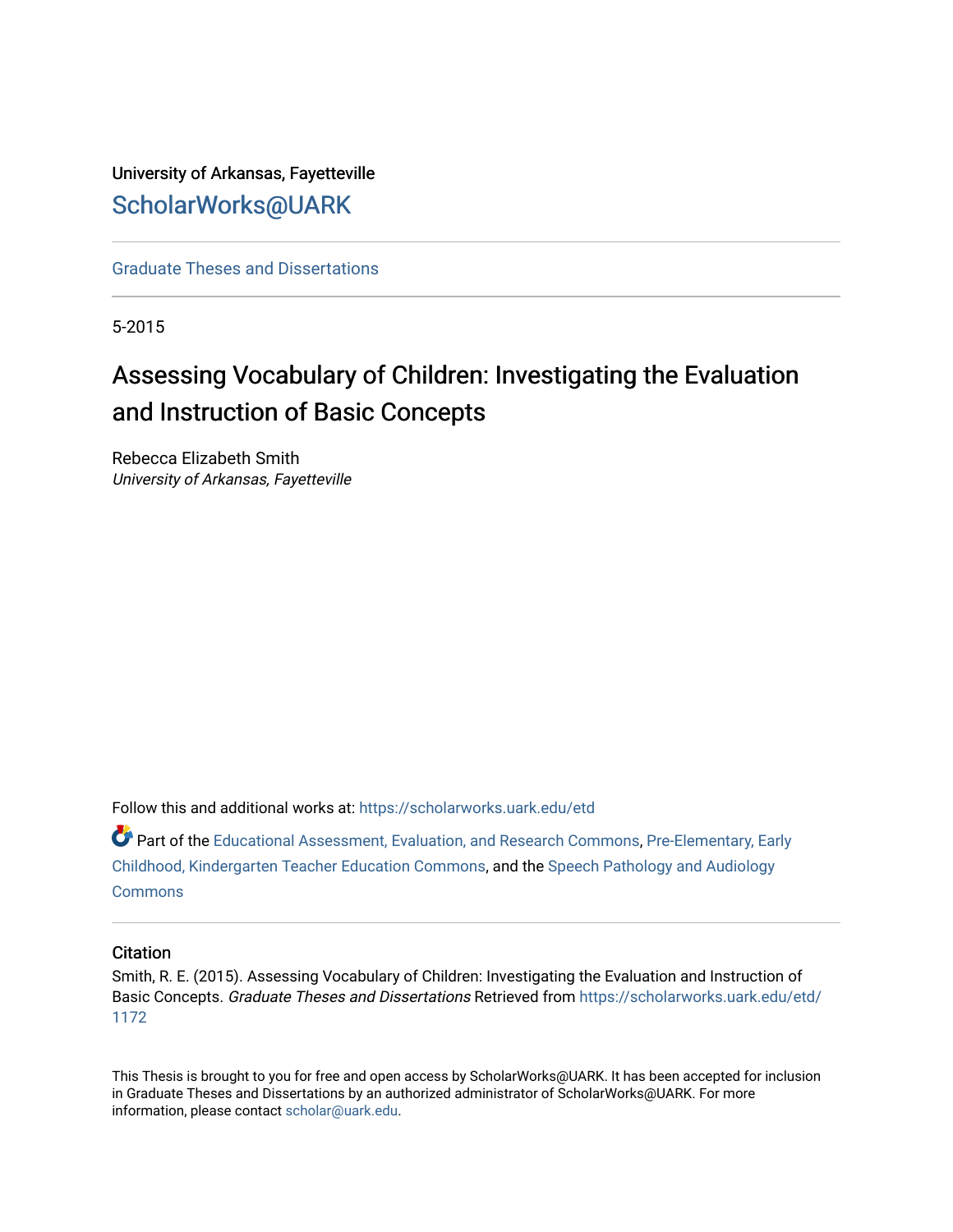University of Arkansas, Fayetteville

ScholarWorks@UARK

Graduate Theses and Dissertations

5-2015

# Assessing Vocabulary of Children: Investigating the Evaluation and Instruction of Basic Concepts

Rebecca Elizabeth Smith
*University of Arkansas, Fayetteville*

Follow this and additional works at: https://scholarworks.uark.edu/etd

Part of the Educational Assessment, Evaluation, and Research Commons, Pre-Elementary, Early Childhood, Kindergarten Teacher Education Commons, and the Speech Pathology and Audiology Commons

## Citation

Smith, R. E. (2015). Assessing Vocabulary of Children: Investigating the Evaluation and Instruction of Basic Concepts. *Graduate Theses and Dissertations* Retrieved from https://scholarworks.uark.edu/etd/1172

This Thesis is brought to you for free and open access by ScholarWorks@UARK. It has been accepted for inclusion in Graduate Theses and Dissertations by an authorized administrator of ScholarWorks@UARK. For more information, please contact scholar@uark.edu.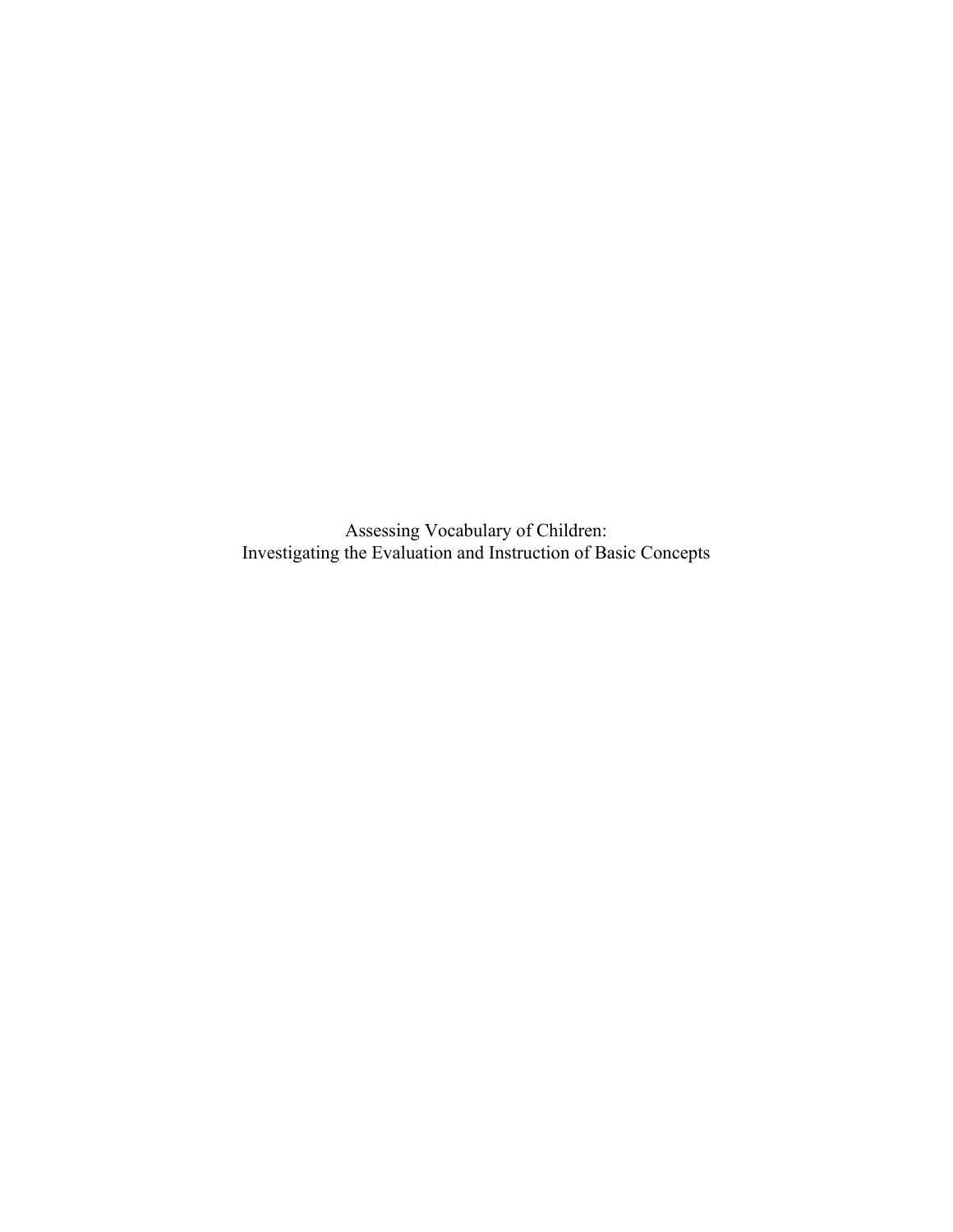Assessing Vocabulary of Children:
Investigating the Evaluation and Instruction of Basic Concepts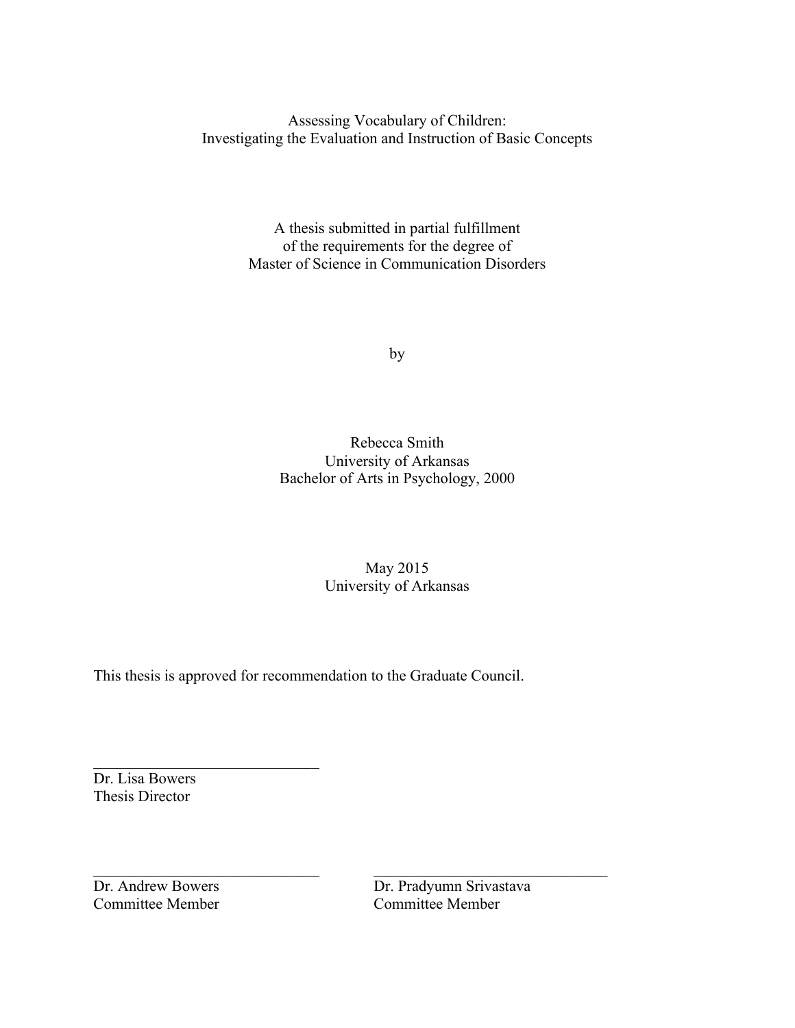Assessing Vocabulary of Children:
Investigating the Evaluation and Instruction of Basic Concepts

A thesis submitted in partial fulfillment
of the requirements for the degree of
Master of Science in Communication Disorders

by

Rebecca Smith
University of Arkansas
Bachelor of Arts in Psychology, 2000

May 2015
University of Arkansas

This thesis is approved for recommendation to the Graduate Council.

\_\_\_\_\_\_\_\_\_\_\_\_\_\_\_\_\_\_\_\_\_\_\_\_\_\_\_\_\_\_
Dr. Lisa Bowers
Thesis Director

\_\_\_\_\_\_\_\_\_\_\_\_\_\_\_\_\_\_\_\_\_\_\_\_\_\_\_\_\_\_
Dr. Andrew Bowers
Committee Member

\_\_\_\_\_\_\_\_\_\_\_\_\_\_\_\_\_\_\_\_\_\_\_\_\_\_\_\_\_\_
Dr. Pradyumn Srivastava
Committee Member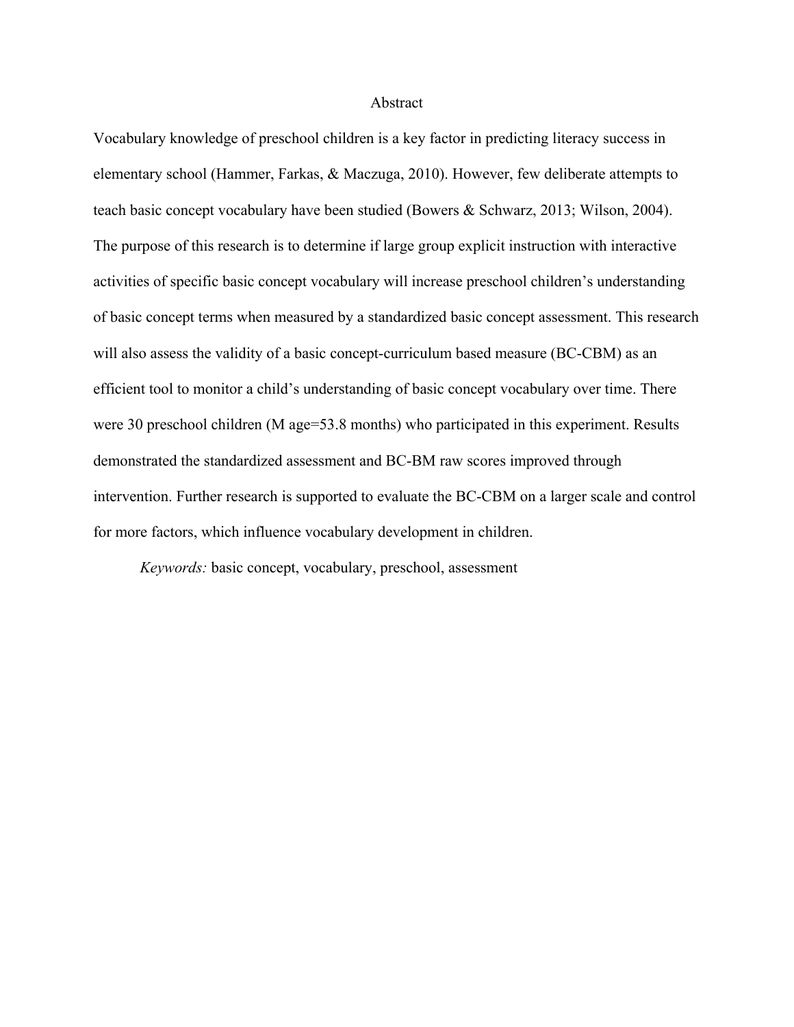# Abstract

Vocabulary knowledge of preschool children is a key factor in predicting literacy success in elementary school (Hammer, Farkas, & Maczuga, 2010). However, few deliberate attempts to teach basic concept vocabulary have been studied (Bowers & Schwarz, 2013; Wilson, 2004). The purpose of this research is to determine if large group explicit instruction with interactive activities of specific basic concept vocabulary will increase preschool children's understanding of basic concept terms when measured by a standardized basic concept assessment. This research will also assess the validity of a basic concept-curriculum based measure (BC-CBM) as an efficient tool to monitor a child's understanding of basic concept vocabulary over time. There were 30 preschool children (M age=53.8 months) who participated in this experiment. Results demonstrated the standardized assessment and BC-BM raw scores improved through intervention. Further research is supported to evaluate the BC-CBM on a larger scale and control for more factors, which influence vocabulary development in children.

*Keywords:* basic concept, vocabulary, preschool, assessment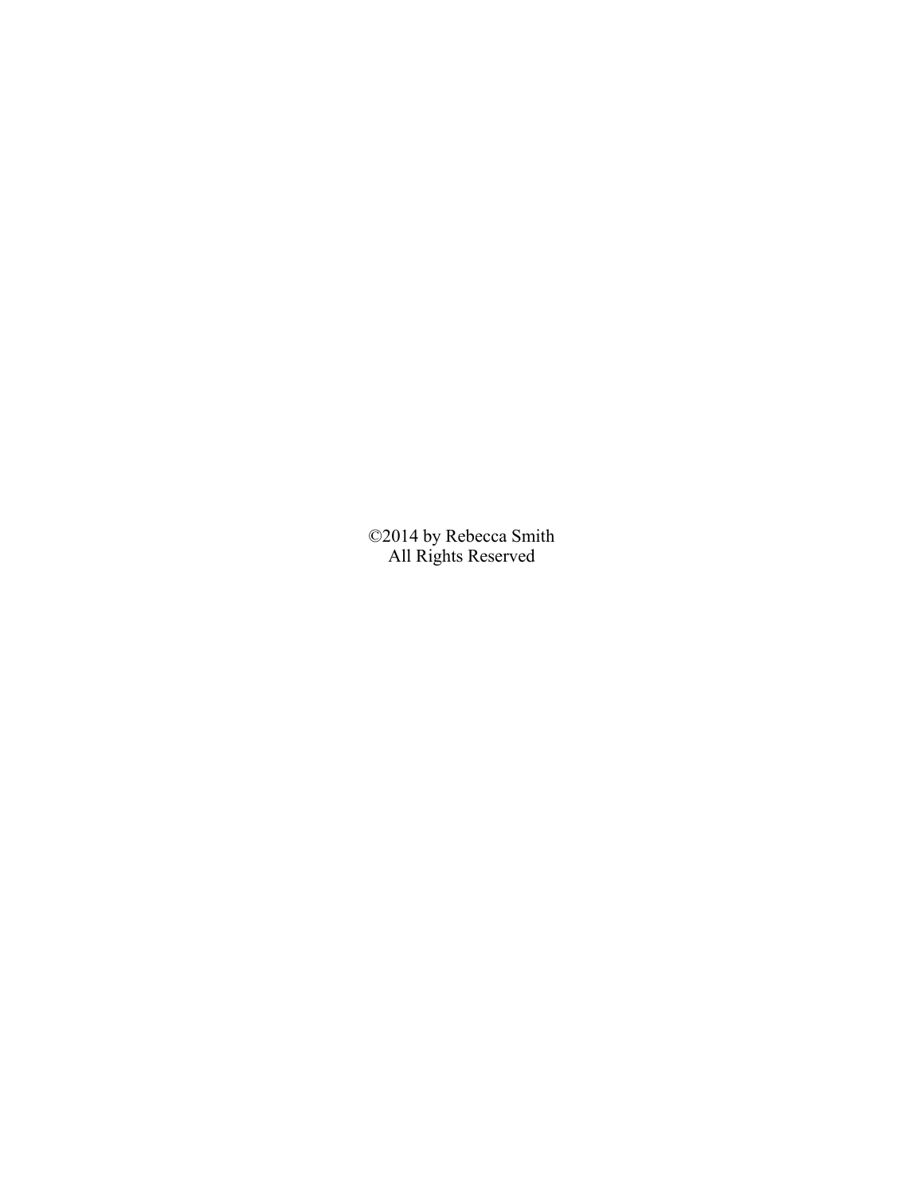©2014 by Rebecca Smith
All Rights Reserved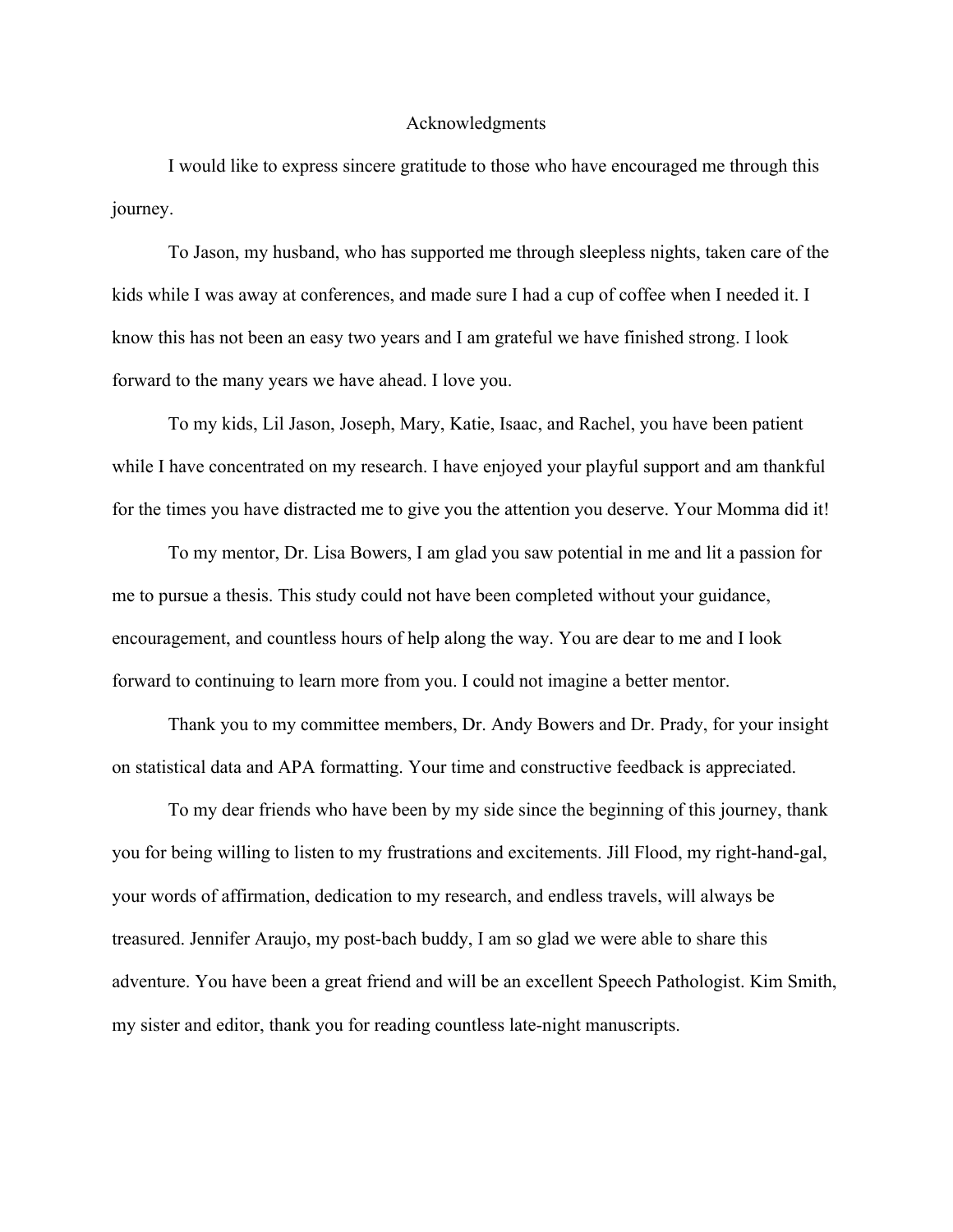# Acknowledgments

I would like to express sincere gratitude to those who have encouraged me through this journey.

To Jason, my husband, who has supported me through sleepless nights, taken care of the kids while I was away at conferences, and made sure I had a cup of coffee when I needed it. I know this has not been an easy two years and I am grateful we have finished strong. I look forward to the many years we have ahead. I love you.

To my kids, Lil Jason, Joseph, Mary, Katie, Isaac, and Rachel, you have been patient while I have concentrated on my research. I have enjoyed your playful support and am thankful for the times you have distracted me to give you the attention you deserve. Your Momma did it!

To my mentor, Dr. Lisa Bowers, I am glad you saw potential in me and lit a passion for me to pursue a thesis. This study could not have been completed without your guidance, encouragement, and countless hours of help along the way. You are dear to me and I look forward to continuing to learn more from you. I could not imagine a better mentor.

Thank you to my committee members, Dr. Andy Bowers and Dr. Prady, for your insight on statistical data and APA formatting. Your time and constructive feedback is appreciated.

To my dear friends who have been by my side since the beginning of this journey, thank you for being willing to listen to my frustrations and excitements. Jill Flood, my right-hand-gal, your words of affirmation, dedication to my research, and endless travels, will always be treasured. Jennifer Araujo, my post-bach buddy, I am so glad we were able to share this adventure. You have been a great friend and will be an excellent Speech Pathologist. Kim Smith, my sister and editor, thank you for reading countless late-night manuscripts.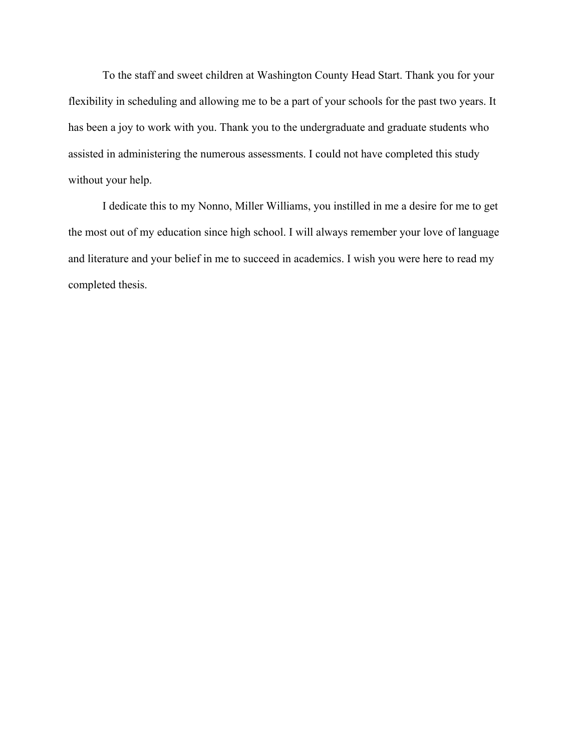To the staff and sweet children at Washington County Head Start. Thank you for your flexibility in scheduling and allowing me to be a part of your schools for the past two years. It has been a joy to work with you. Thank you to the undergraduate and graduate students who assisted in administering the numerous assessments. I could not have completed this study without your help.

I dedicate this to my Nonno, Miller Williams, you instilled in me a desire for me to get the most out of my education since high school. I will always remember your love of language and literature and your belief in me to succeed in academics. I wish you were here to read my completed thesis.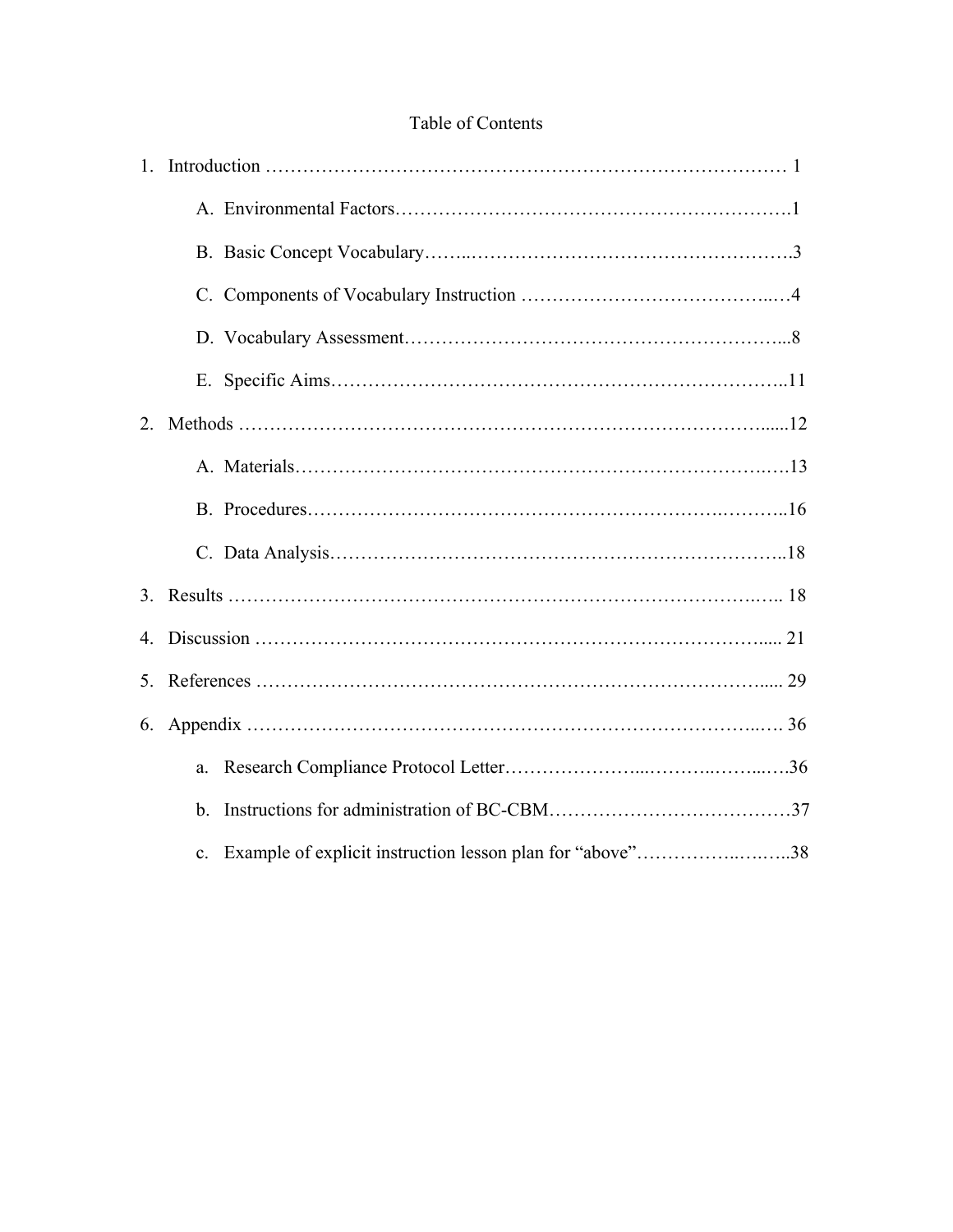# Table of Contents

1. Introduction ………………………………………………………………………… 1
   - A. Environmental Factors……………………………………………………….1
   - B. Basic Concept Vocabulary……..…………………………………………….3
   - C. Components of Vocabulary Instruction ……………………………….…..…4
   - D. Vocabulary Assessment……………………………………………………...8
   - E. Specific Aims………………………………………………………………..11
2. Methods ………………………………………………………………………......12
   - A. Materials…………………………………………………………………..….13
   - B. Procedures……………………………………………………….………..16
   - C. Data Analysis……………………………………………………………..18
3. Results ………………………………………………………………………..….. 18
4. Discussion …………………………………………………………………….... 21
5. References ………………………………………………………………….….... 29
6. Appendix ……………………………………………………………………..…. 36
   - a. Research Compliance Protocol Letter…………………...………..……..….36
   - b. Instructions for administration of BC-CBM…………………………………37
   - c. Example of explicit instruction lesson plan for "above"……………..….…..38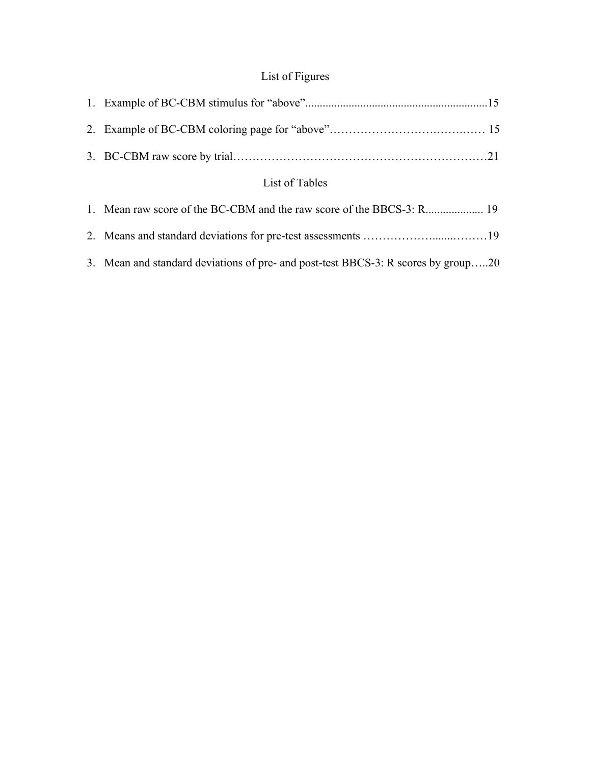## List of Figures

1. Example of BC-CBM stimulus for "above"..............................................................15
2. Example of BC-CBM coloring page for "above"……………………….…….…… 15
3. BC-CBM raw score by trial………………………………………………………21

## List of Tables

1. Mean raw score of the BC-CBM and the raw score of the BBCS-3: R.................... 19
2. Means and standard deviations for pre-test assessments ………………......………19
3. Mean and standard deviations of pre- and post-test BBCS-3: R scores by group…..20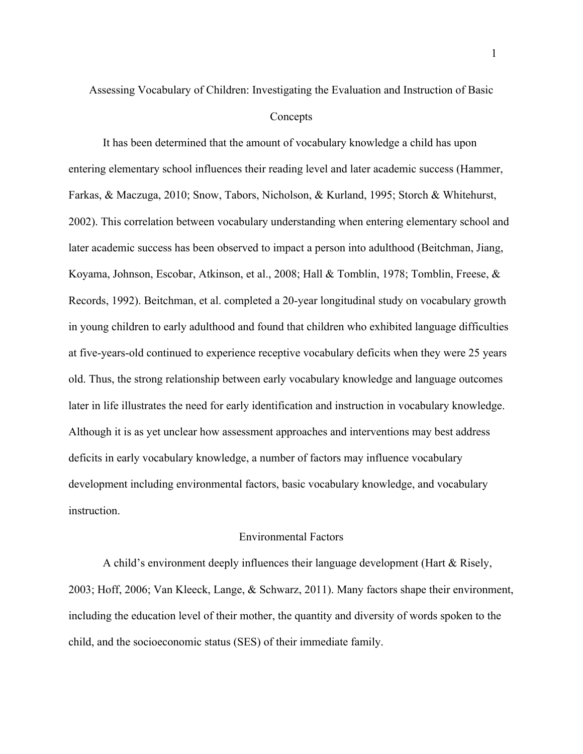# Assessing Vocabulary of Children: Investigating the Evaluation and Instruction of Basic Concepts

It has been determined that the amount of vocabulary knowledge a child has upon entering elementary school influences their reading level and later academic success (Hammer, Farkas, & Maczuga, 2010; Snow, Tabors, Nicholson, & Kurland, 1995; Storch & Whitehurst, 2002). This correlation between vocabulary understanding when entering elementary school and later academic success has been observed to impact a person into adulthood (Beitchman, Jiang, Koyama, Johnson, Escobar, Atkinson, et al., 2008; Hall & Tomblin, 1978; Tomblin, Freese, & Records, 1992). Beitchman, et al. completed a 20-year longitudinal study on vocabulary growth in young children to early adulthood and found that children who exhibited language difficulties at five-years-old continued to experience receptive vocabulary deficits when they were 25 years old. Thus, the strong relationship between early vocabulary knowledge and language outcomes later in life illustrates the need for early identification and instruction in vocabulary knowledge. Although it is as yet unclear how assessment approaches and interventions may best address deficits in early vocabulary knowledge, a number of factors may influence vocabulary development including environmental factors, basic vocabulary knowledge, and vocabulary instruction.

## Environmental Factors

A child's environment deeply influences their language development (Hart & Risely, 2003; Hoff, 2006; Van Kleeck, Lange, & Schwarz, 2011). Many factors shape their environment, including the education level of their mother, the quantity and diversity of words spoken to the child, and the socioeconomic status (SES) of their immediate family.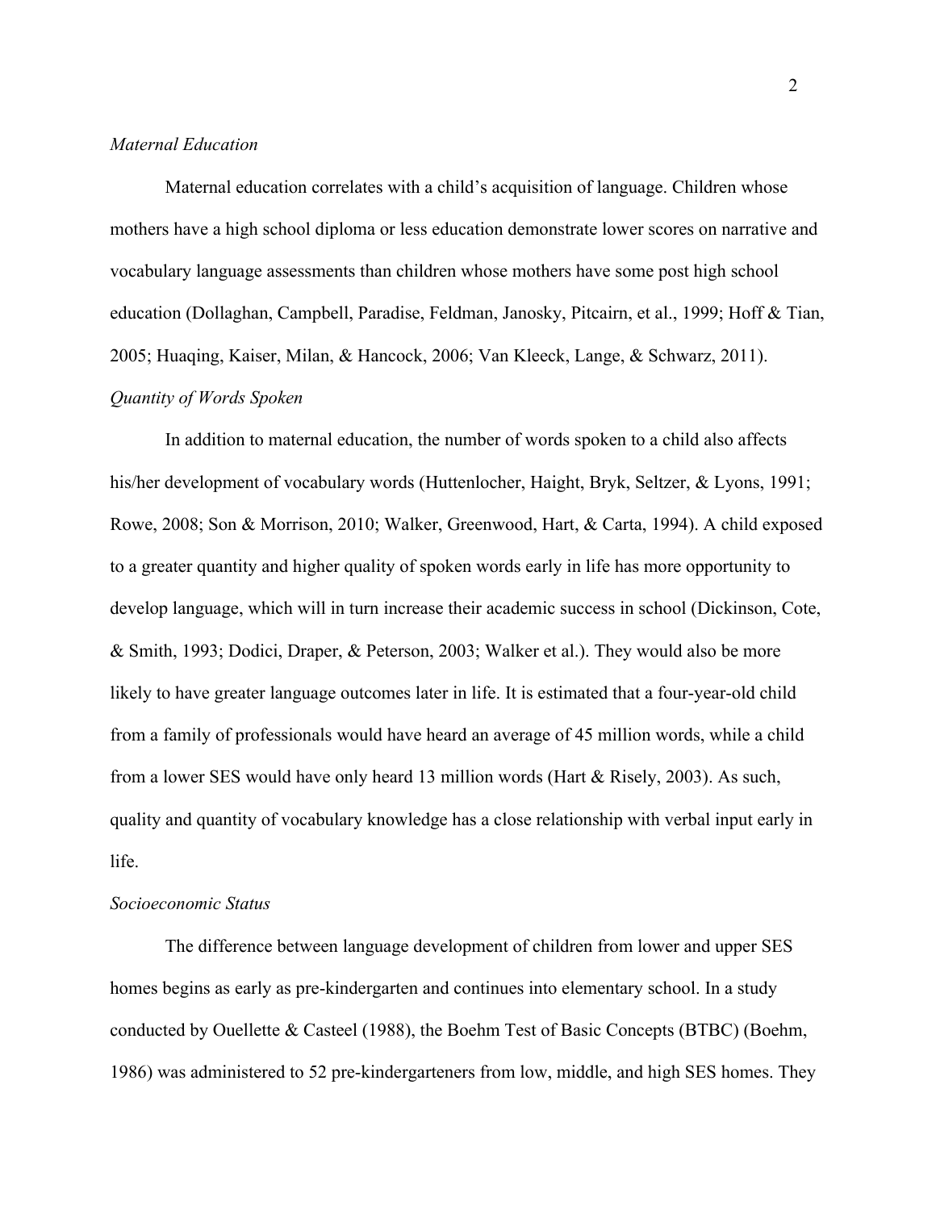*Maternal Education*

Maternal education correlates with a child's acquisition of language. Children whose mothers have a high school diploma or less education demonstrate lower scores on narrative and vocabulary language assessments than children whose mothers have some post high school education (Dollaghan, Campbell, Paradise, Feldman, Janosky, Pitcairn, et al., 1999; Hoff & Tian, 2005; Huaqing, Kaiser, Milan, & Hancock, 2006; Van Kleeck, Lange, & Schwarz, 2011).

*Quantity of Words Spoken*

In addition to maternal education, the number of words spoken to a child also affects his/her development of vocabulary words (Huttenlocher, Haight, Bryk, Seltzer, & Lyons, 1991; Rowe, 2008; Son & Morrison, 2010; Walker, Greenwood, Hart, & Carta, 1994). A child exposed to a greater quantity and higher quality of spoken words early in life has more opportunity to develop language, which will in turn increase their academic success in school (Dickinson, Cote, & Smith, 1993; Dodici, Draper, & Peterson, 2003; Walker et al.). They would also be more likely to have greater language outcomes later in life. It is estimated that a four-year-old child from a family of professionals would have heard an average of 45 million words, while a child from a lower SES would have only heard 13 million words (Hart & Risely, 2003). As such, quality and quantity of vocabulary knowledge has a close relationship with verbal input early in life.

*Socioeconomic Status*

The difference between language development of children from lower and upper SES homes begins as early as pre-kindergarten and continues into elementary school. In a study conducted by Ouellette & Casteel (1988), the Boehm Test of Basic Concepts (BTBC) (Boehm, 1986) was administered to 52 pre-kindergarteners from low, middle, and high SES homes. They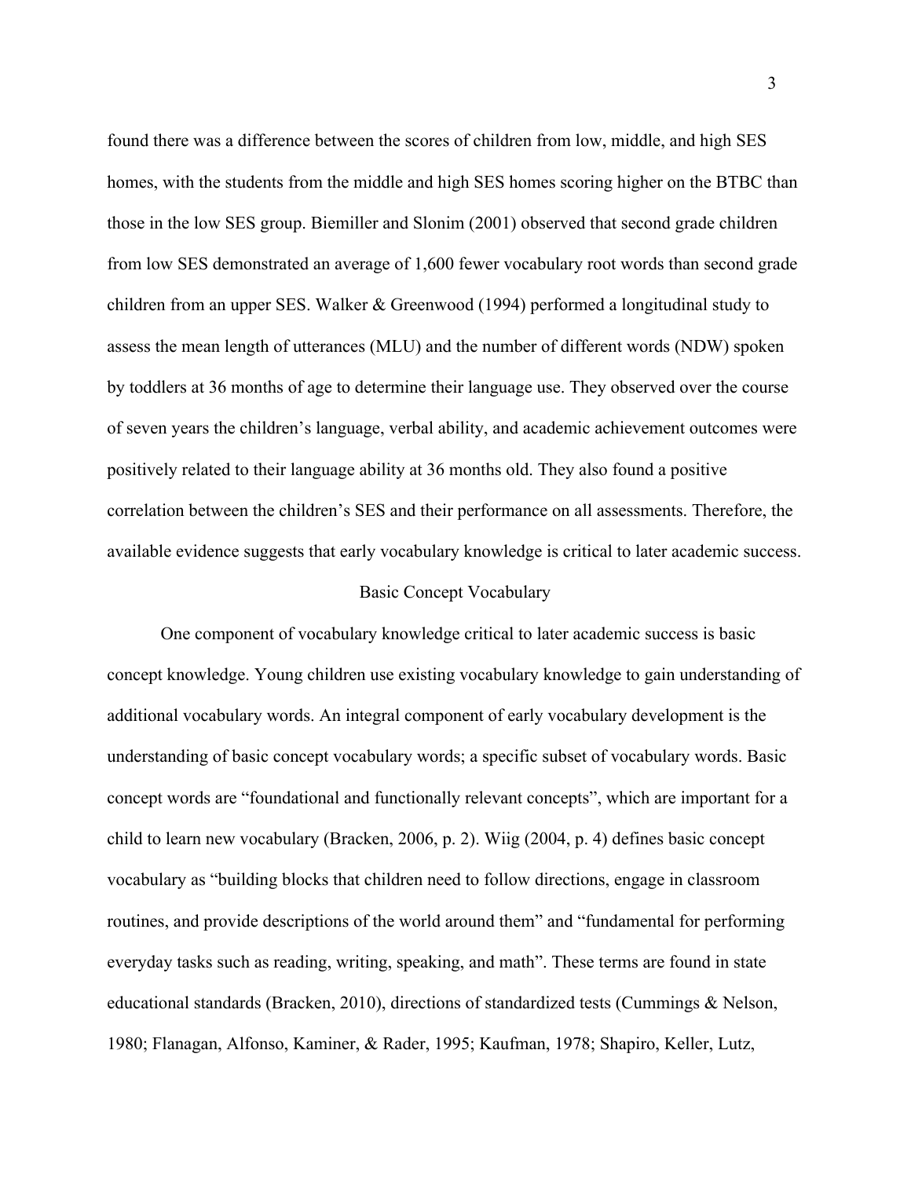found there was a difference between the scores of children from low, middle, and high SES homes, with the students from the middle and high SES homes scoring higher on the BTBC than those in the low SES group. Biemiller and Slonim (2001) observed that second grade children from low SES demonstrated an average of 1,600 fewer vocabulary root words than second grade children from an upper SES. Walker & Greenwood (1994) performed a longitudinal study to assess the mean length of utterances (MLU) and the number of different words (NDW) spoken by toddlers at 36 months of age to determine their language use. They observed over the course of seven years the children's language, verbal ability, and academic achievement outcomes were positively related to their language ability at 36 months old. They also found a positive correlation between the children's SES and their performance on all assessments. Therefore, the available evidence suggests that early vocabulary knowledge is critical to later academic success.

## Basic Concept Vocabulary

One component of vocabulary knowledge critical to later academic success is basic concept knowledge. Young children use existing vocabulary knowledge to gain understanding of additional vocabulary words. An integral component of early vocabulary development is the understanding of basic concept vocabulary words; a specific subset of vocabulary words. Basic concept words are "foundational and functionally relevant concepts", which are important for a child to learn new vocabulary (Bracken, 2006, p. 2). Wiig (2004, p. 4) defines basic concept vocabulary as "building blocks that children need to follow directions, engage in classroom routines, and provide descriptions of the world around them" and "fundamental for performing everyday tasks such as reading, writing, speaking, and math". These terms are found in state educational standards (Bracken, 2010), directions of standardized tests (Cummings & Nelson, 1980; Flanagan, Alfonso, Kaminer, & Rader, 1995; Kaufman, 1978; Shapiro, Keller, Lutz,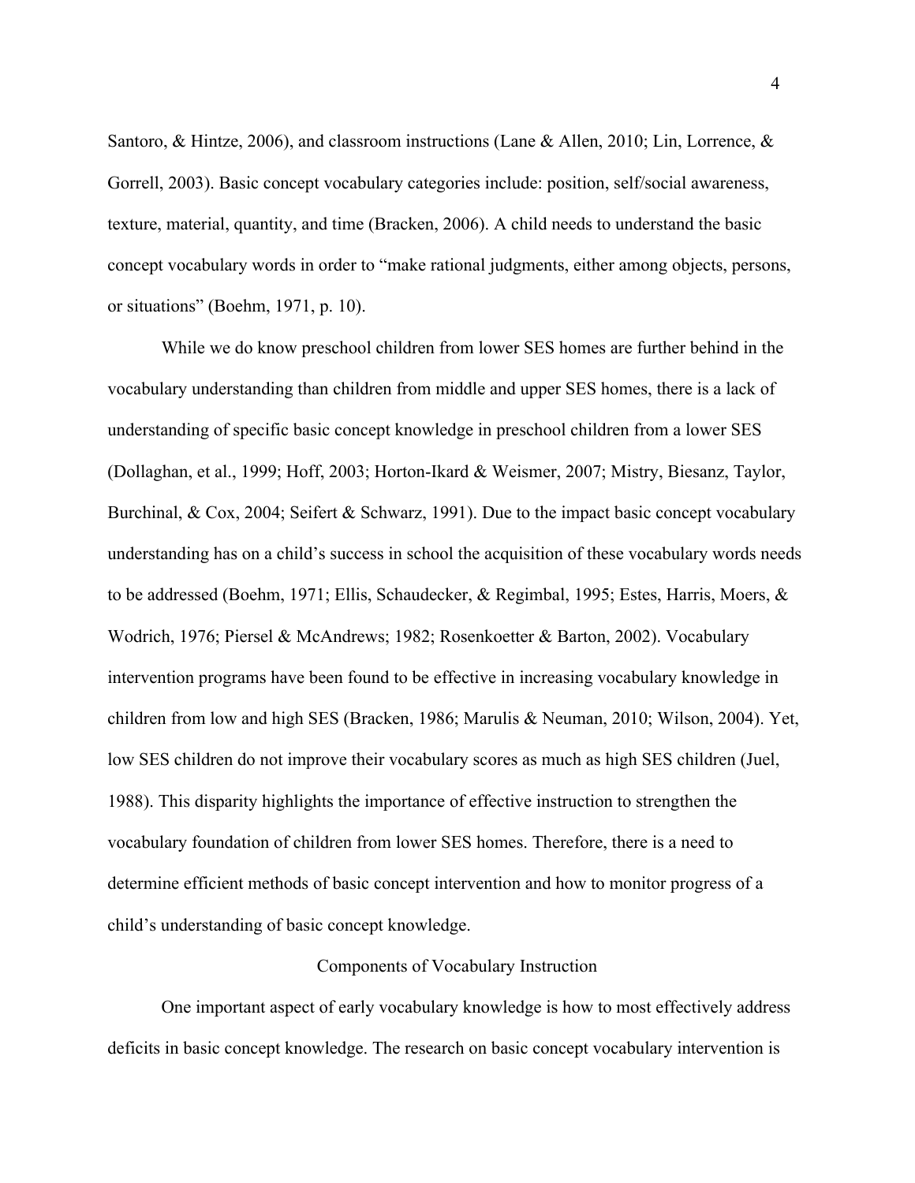Santoro, & Hintze, 2006), and classroom instructions (Lane & Allen, 2010; Lin, Lorrence, & Gorrell, 2003). Basic concept vocabulary categories include: position, self/social awareness, texture, material, quantity, and time (Bracken, 2006). A child needs to understand the basic concept vocabulary words in order to "make rational judgments, either among objects, persons, or situations" (Boehm, 1971, p. 10).

While we do know preschool children from lower SES homes are further behind in the vocabulary understanding than children from middle and upper SES homes, there is a lack of understanding of specific basic concept knowledge in preschool children from a lower SES (Dollaghan, et al., 1999; Hoff, 2003; Horton-Ikard & Weismer, 2007; Mistry, Biesanz, Taylor, Burchinal, & Cox, 2004; Seifert & Schwarz, 1991). Due to the impact basic concept vocabulary understanding has on a child's success in school the acquisition of these vocabulary words needs to be addressed (Boehm, 1971; Ellis, Schaudecker, & Regimbal, 1995; Estes, Harris, Moers, & Wodrich, 1976; Piersel & McAndrews; 1982; Rosenkoetter & Barton, 2002). Vocabulary intervention programs have been found to be effective in increasing vocabulary knowledge in children from low and high SES (Bracken, 1986; Marulis & Neuman, 2010; Wilson, 2004). Yet, low SES children do not improve their vocabulary scores as much as high SES children (Juel, 1988). This disparity highlights the importance of effective instruction to strengthen the vocabulary foundation of children from lower SES homes. Therefore, there is a need to determine efficient methods of basic concept intervention and how to monitor progress of a child's understanding of basic concept knowledge.

## Components of Vocabulary Instruction

One important aspect of early vocabulary knowledge is how to most effectively address deficits in basic concept knowledge. The research on basic concept vocabulary intervention is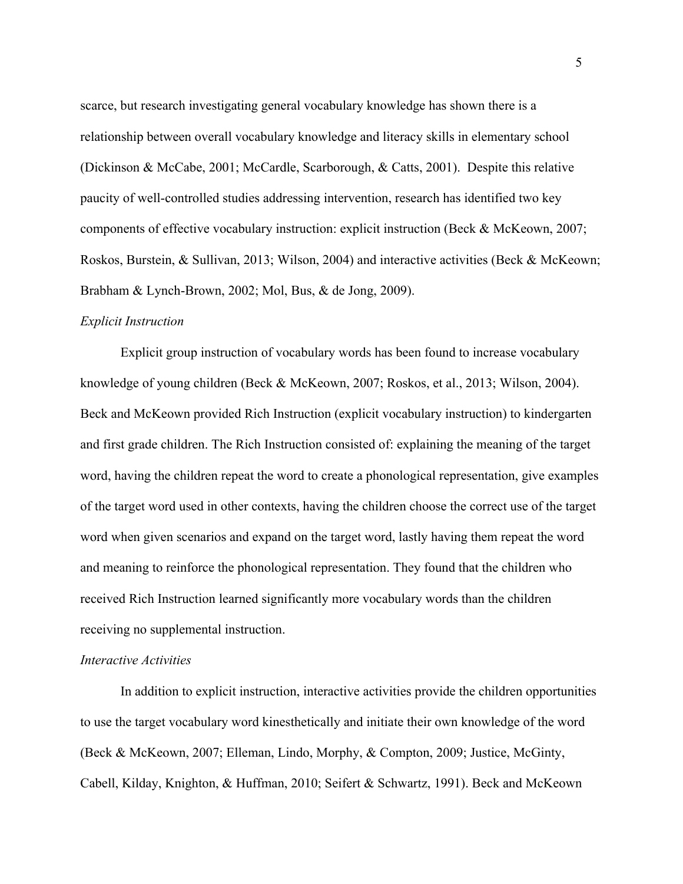scarce, but research investigating general vocabulary knowledge has shown there is a relationship between overall vocabulary knowledge and literacy skills in elementary school (Dickinson & McCabe, 2001; McCardle, Scarborough, & Catts, 2001). Despite this relative paucity of well-controlled studies addressing intervention, research has identified two key components of effective vocabulary instruction: explicit instruction (Beck & McKeown, 2007; Roskos, Burstein, & Sullivan, 2013; Wilson, 2004) and interactive activities (Beck & McKeown; Brabham & Lynch-Brown, 2002; Mol, Bus, & de Jong, 2009).

*Explicit Instruction*

Explicit group instruction of vocabulary words has been found to increase vocabulary knowledge of young children (Beck & McKeown, 2007; Roskos, et al., 2013; Wilson, 2004). Beck and McKeown provided Rich Instruction (explicit vocabulary instruction) to kindergarten and first grade children. The Rich Instruction consisted of: explaining the meaning of the target word, having the children repeat the word to create a phonological representation, give examples of the target word used in other contexts, having the children choose the correct use of the target word when given scenarios and expand on the target word, lastly having them repeat the word and meaning to reinforce the phonological representation. They found that the children who received Rich Instruction learned significantly more vocabulary words than the children receiving no supplemental instruction.

*Interactive Activities*

In addition to explicit instruction, interactive activities provide the children opportunities to use the target vocabulary word kinesthetically and initiate their own knowledge of the word (Beck & McKeown, 2007; Elleman, Lindo, Morphy, & Compton, 2009; Justice, McGinty, Cabell, Kilday, Knighton, & Huffman, 2010; Seifert & Schwartz, 1991). Beck and McKeown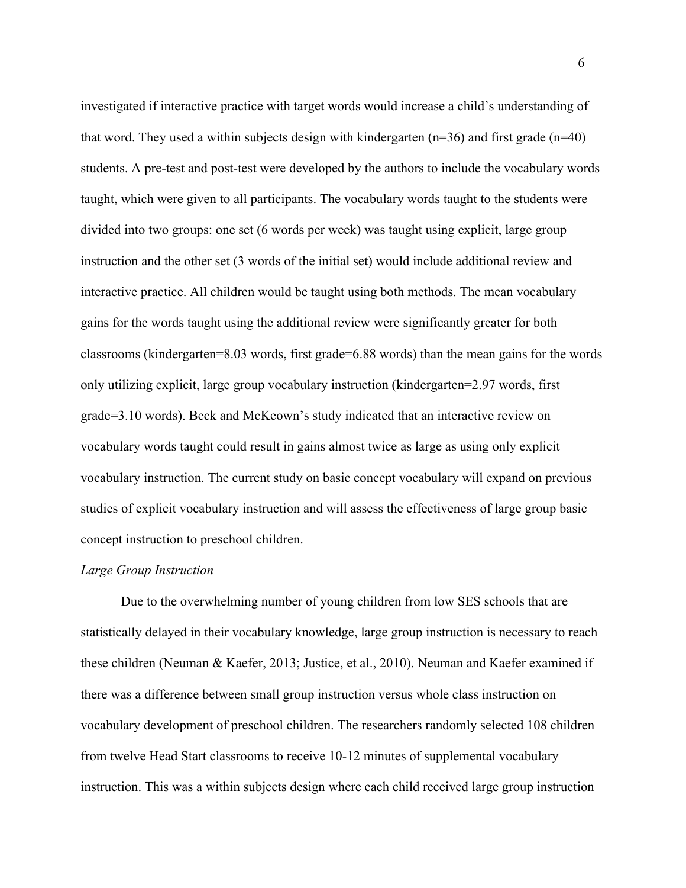investigated if interactive practice with target words would increase a child's understanding of that word. They used a within subjects design with kindergarten (n=36) and first grade (n=40) students. A pre-test and post-test were developed by the authors to include the vocabulary words taught, which were given to all participants. The vocabulary words taught to the students were divided into two groups: one set (6 words per week) was taught using explicit, large group instruction and the other set (3 words of the initial set) would include additional review and interactive practice. All children would be taught using both methods. The mean vocabulary gains for the words taught using the additional review were significantly greater for both classrooms (kindergarten=8.03 words, first grade=6.88 words) than the mean gains for the words only utilizing explicit, large group vocabulary instruction (kindergarten=2.97 words, first grade=3.10 words). Beck and McKeown's study indicated that an interactive review on vocabulary words taught could result in gains almost twice as large as using only explicit vocabulary instruction. The current study on basic concept vocabulary will expand on previous studies of explicit vocabulary instruction and will assess the effectiveness of large group basic concept instruction to preschool children.

*Large Group Instruction*

Due to the overwhelming number of young children from low SES schools that are statistically delayed in their vocabulary knowledge, large group instruction is necessary to reach these children (Neuman & Kaefer, 2013; Justice, et al., 2010). Neuman and Kaefer examined if there was a difference between small group instruction versus whole class instruction on vocabulary development of preschool children. The researchers randomly selected 108 children from twelve Head Start classrooms to receive 10-12 minutes of supplemental vocabulary instruction. This was a within subjects design where each child received large group instruction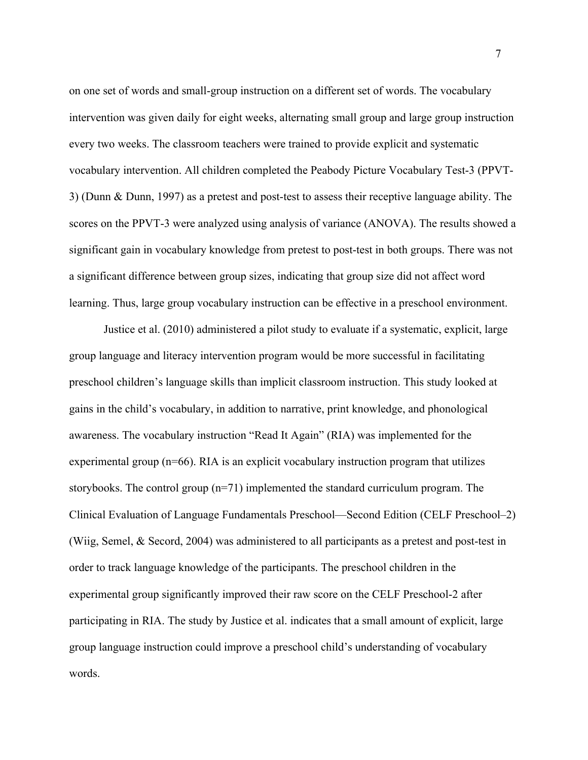on one set of words and small-group instruction on a different set of words. The vocabulary intervention was given daily for eight weeks, alternating small group and large group instruction every two weeks. The classroom teachers were trained to provide explicit and systematic vocabulary intervention. All children completed the Peabody Picture Vocabulary Test-3 (PPVT-3) (Dunn & Dunn, 1997) as a pretest and post-test to assess their receptive language ability. The scores on the PPVT-3 were analyzed using analysis of variance (ANOVA). The results showed a significant gain in vocabulary knowledge from pretest to post-test in both groups. There was not a significant difference between group sizes, indicating that group size did not affect word learning. Thus, large group vocabulary instruction can be effective in a preschool environment.

Justice et al. (2010) administered a pilot study to evaluate if a systematic, explicit, large group language and literacy intervention program would be more successful in facilitating preschool children's language skills than implicit classroom instruction. This study looked at gains in the child's vocabulary, in addition to narrative, print knowledge, and phonological awareness. The vocabulary instruction "Read It Again" (RIA) was implemented for the experimental group (n=66). RIA is an explicit vocabulary instruction program that utilizes storybooks. The control group (n=71) implemented the standard curriculum program. The Clinical Evaluation of Language Fundamentals Preschool—Second Edition (CELF Preschool–2) (Wiig, Semel, & Secord, 2004) was administered to all participants as a pretest and post-test in order to track language knowledge of the participants. The preschool children in the experimental group significantly improved their raw score on the CELF Preschool-2 after participating in RIA. The study by Justice et al. indicates that a small amount of explicit, large group language instruction could improve a preschool child's understanding of vocabulary words.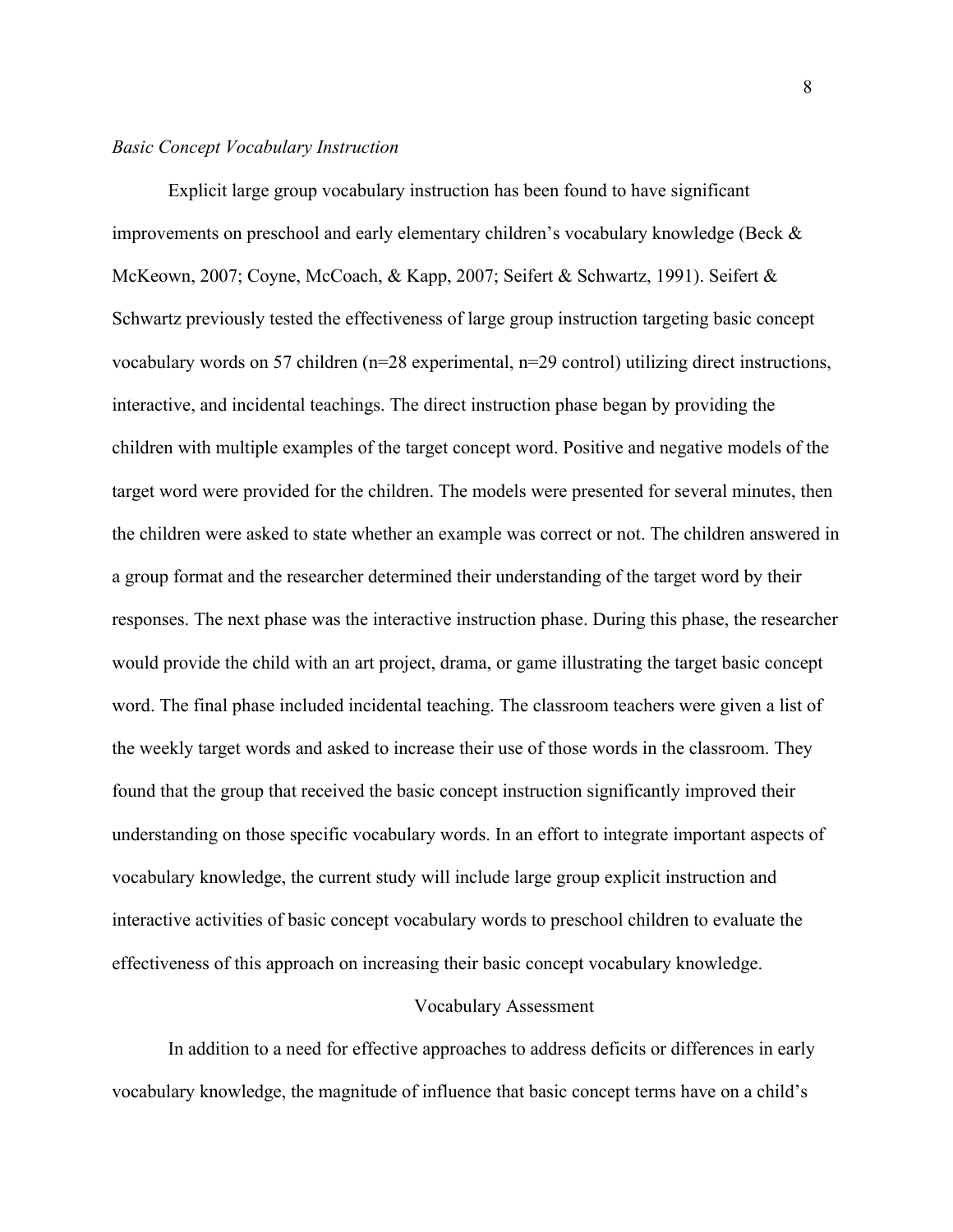### *Basic Concept Vocabulary Instruction*

Explicit large group vocabulary instruction has been found to have significant improvements on preschool and early elementary children's vocabulary knowledge (Beck & McKeown, 2007; Coyne, McCoach, & Kapp, 2007; Seifert & Schwartz, 1991). Seifert & Schwartz previously tested the effectiveness of large group instruction targeting basic concept vocabulary words on 57 children (n=28 experimental, n=29 control) utilizing direct instructions, interactive, and incidental teachings. The direct instruction phase began by providing the children with multiple examples of the target concept word. Positive and negative models of the target word were provided for the children. The models were presented for several minutes, then the children were asked to state whether an example was correct or not. The children answered in a group format and the researcher determined their understanding of the target word by their responses. The next phase was the interactive instruction phase. During this phase, the researcher would provide the child with an art project, drama, or game illustrating the target basic concept word. The final phase included incidental teaching. The classroom teachers were given a list of the weekly target words and asked to increase their use of those words in the classroom. They found that the group that received the basic concept instruction significantly improved their understanding on those specific vocabulary words. In an effort to integrate important aspects of vocabulary knowledge, the current study will include large group explicit instruction and interactive activities of basic concept vocabulary words to preschool children to evaluate the effectiveness of this approach on increasing their basic concept vocabulary knowledge.

## Vocabulary Assessment

In addition to a need for effective approaches to address deficits or differences in early vocabulary knowledge, the magnitude of influence that basic concept terms have on a child's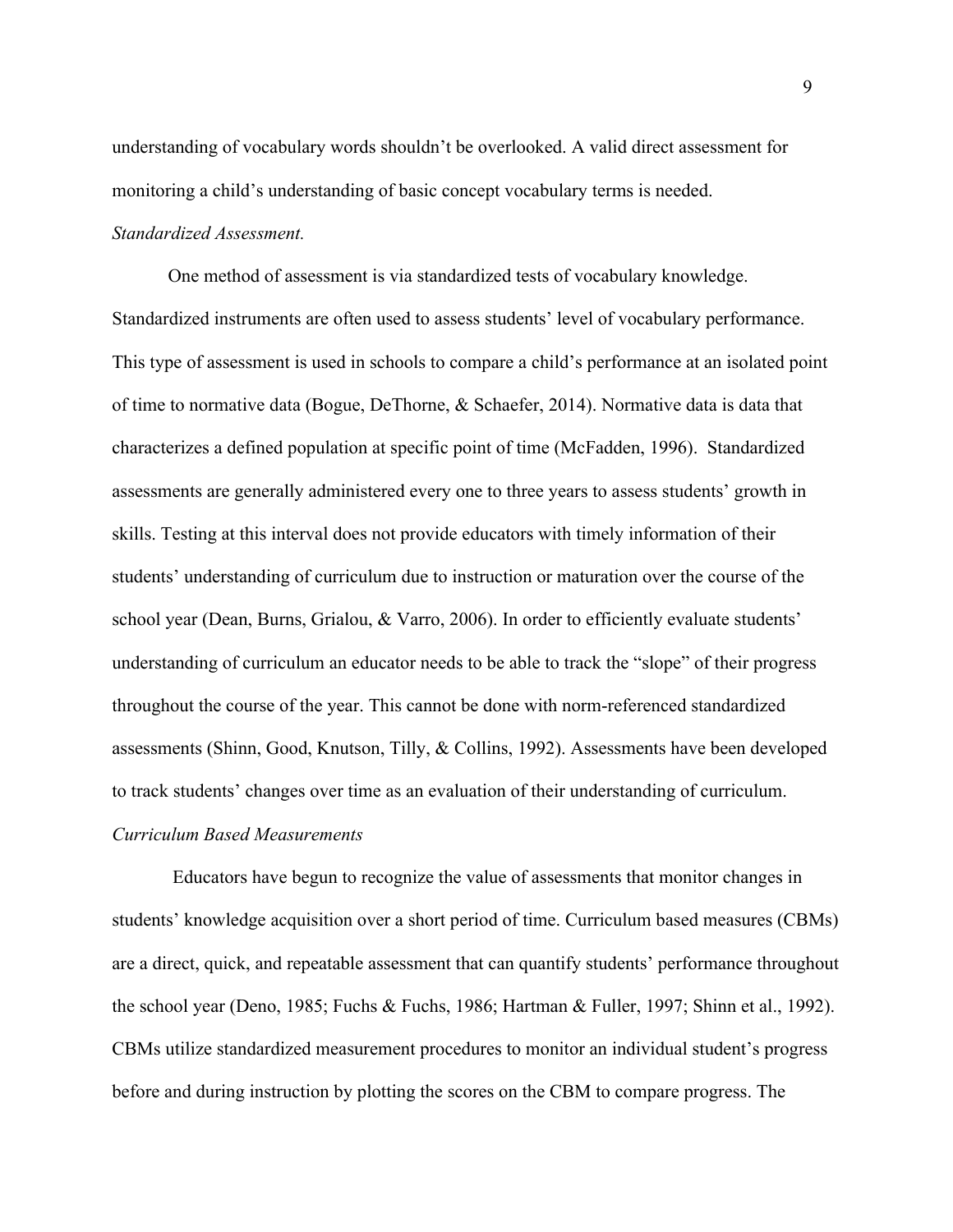understanding of vocabulary words shouldn't be overlooked. A valid direct assessment for monitoring a child's understanding of basic concept vocabulary terms is needed.

*Standardized Assessment.*

One method of assessment is via standardized tests of vocabulary knowledge. Standardized instruments are often used to assess students' level of vocabulary performance. This type of assessment is used in schools to compare a child's performance at an isolated point of time to normative data (Bogue, DeThorne, & Schaefer, 2014). Normative data is data that characterizes a defined population at specific point of time (McFadden, 1996). Standardized assessments are generally administered every one to three years to assess students' growth in skills. Testing at this interval does not provide educators with timely information of their students' understanding of curriculum due to instruction or maturation over the course of the school year (Dean, Burns, Grialou, & Varro, 2006). In order to efficiently evaluate students' understanding of curriculum an educator needs to be able to track the "slope" of their progress throughout the course of the year. This cannot be done with norm-referenced standardized assessments (Shinn, Good, Knutson, Tilly, & Collins, 1992). Assessments have been developed to track students' changes over time as an evaluation of their understanding of curriculum.

*Curriculum Based Measurements*

Educators have begun to recognize the value of assessments that monitor changes in students' knowledge acquisition over a short period of time. Curriculum based measures (CBMs) are a direct, quick, and repeatable assessment that can quantify students' performance throughout the school year (Deno, 1985; Fuchs & Fuchs, 1986; Hartman & Fuller, 1997; Shinn et al., 1992). CBMs utilize standardized measurement procedures to monitor an individual student's progress before and during instruction by plotting the scores on the CBM to compare progress. The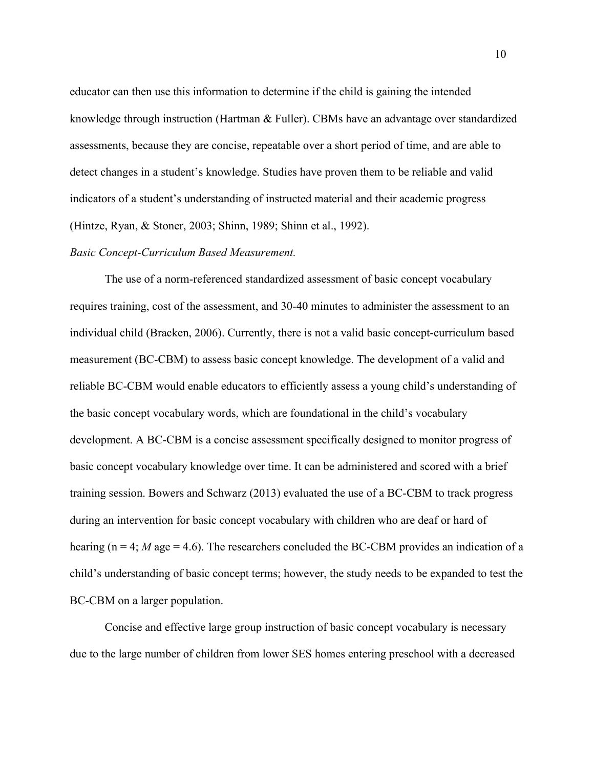educator can then use this information to determine if the child is gaining the intended knowledge through instruction (Hartman & Fuller). CBMs have an advantage over standardized assessments, because they are concise, repeatable over a short period of time, and are able to detect changes in a student's knowledge. Studies have proven them to be reliable and valid indicators of a student's understanding of instructed material and their academic progress (Hintze, Ryan, & Stoner, 2003; Shinn, 1989; Shinn et al., 1992).

*Basic Concept-Curriculum Based Measurement.*

The use of a norm-referenced standardized assessment of basic concept vocabulary requires training, cost of the assessment, and 30-40 minutes to administer the assessment to an individual child (Bracken, 2006). Currently, there is not a valid basic concept-curriculum based measurement (BC-CBM) to assess basic concept knowledge. The development of a valid and reliable BC-CBM would enable educators to efficiently assess a young child's understanding of the basic concept vocabulary words, which are foundational in the child's vocabulary development. A BC-CBM is a concise assessment specifically designed to monitor progress of basic concept vocabulary knowledge over time. It can be administered and scored with a brief training session. Bowers and Schwarz (2013) evaluated the use of a BC-CBM to track progress during an intervention for basic concept vocabulary with children who are deaf or hard of hearing (n = 4; *M* age = 4.6). The researchers concluded the BC-CBM provides an indication of a child's understanding of basic concept terms; however, the study needs to be expanded to test the BC-CBM on a larger population.

Concise and effective large group instruction of basic concept vocabulary is necessary due to the large number of children from lower SES homes entering preschool with a decreased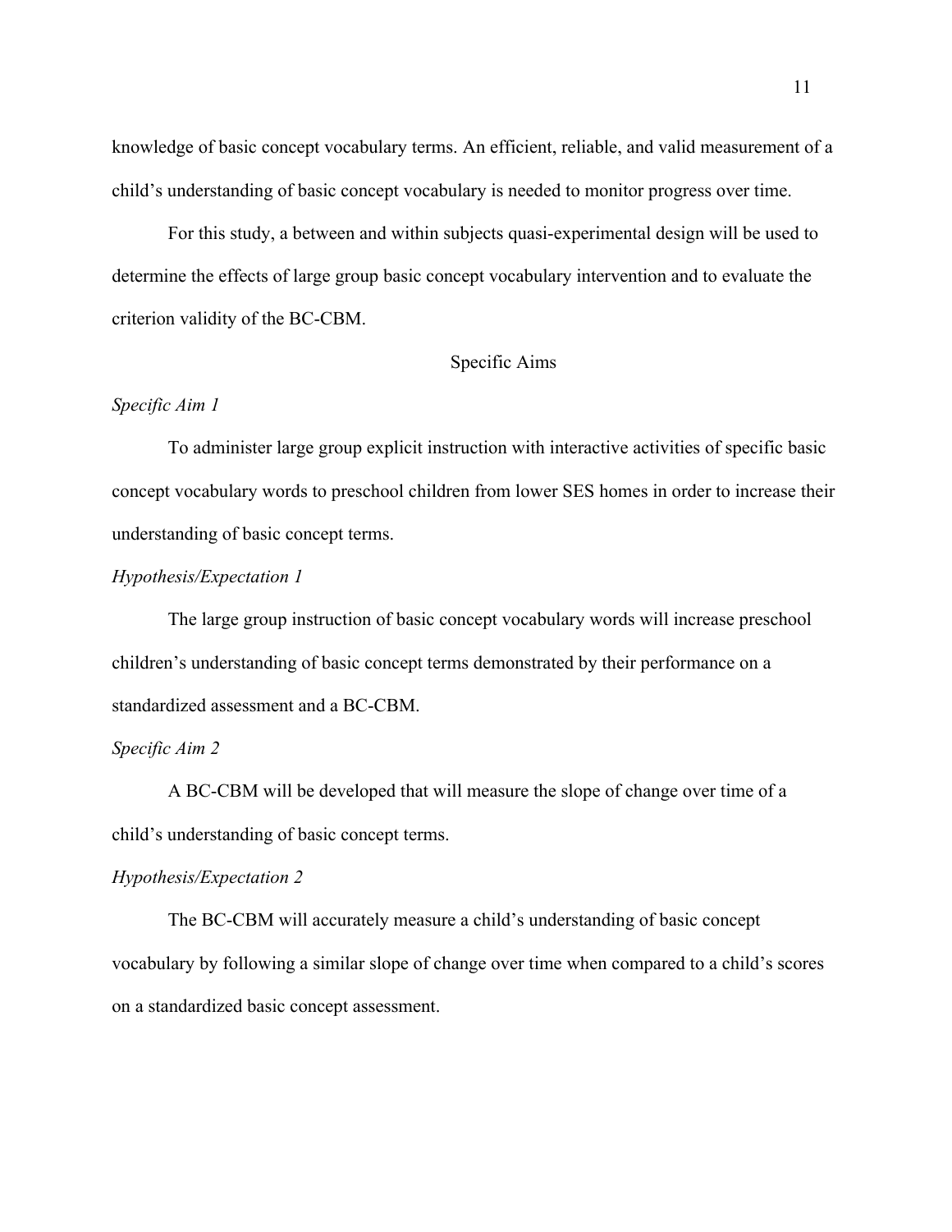knowledge of basic concept vocabulary terms. An efficient, reliable, and valid measurement of a child's understanding of basic concept vocabulary is needed to monitor progress over time.

For this study, a between and within subjects quasi-experimental design will be used to determine the effects of large group basic concept vocabulary intervention and to evaluate the criterion validity of the BC-CBM.

## Specific Aims

### *Specific Aim 1*

To administer large group explicit instruction with interactive activities of specific basic concept vocabulary words to preschool children from lower SES homes in order to increase their understanding of basic concept terms.

### *Hypothesis/Expectation 1*

The large group instruction of basic concept vocabulary words will increase preschool children's understanding of basic concept terms demonstrated by their performance on a standardized assessment and a BC-CBM.

### *Specific Aim 2*

A BC-CBM will be developed that will measure the slope of change over time of a child's understanding of basic concept terms.

### *Hypothesis/Expectation 2*

The BC-CBM will accurately measure a child's understanding of basic concept vocabulary by following a similar slope of change over time when compared to a child's scores on a standardized basic concept assessment.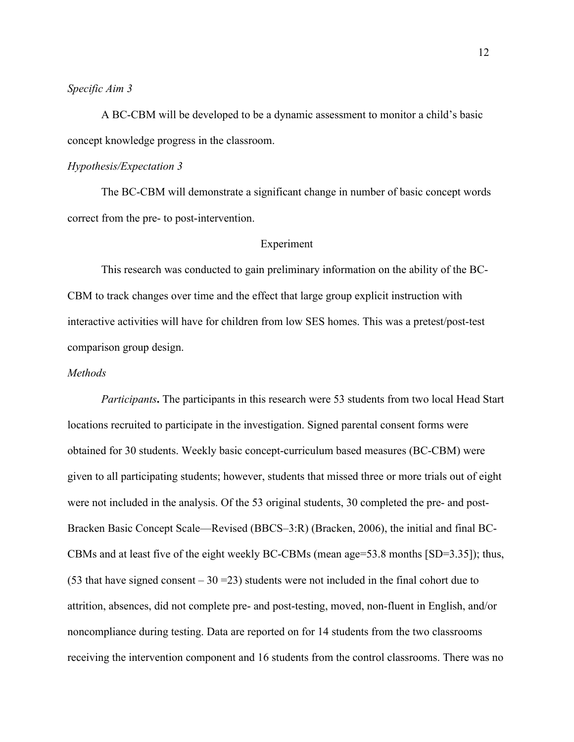*Specific Aim 3*

A BC-CBM will be developed to be a dynamic assessment to monitor a child's basic concept knowledge progress in the classroom.

*Hypothesis/Expectation 3*

The BC-CBM will demonstrate a significant change in number of basic concept words correct from the pre- to post-intervention.

## Experiment

This research was conducted to gain preliminary information on the ability of the BC-CBM to track changes over time and the effect that large group explicit instruction with interactive activities will have for children from low SES homes. This was a pretest/post-test comparison group design.

*Methods*

*Participants***.** The participants in this research were 53 students from two local Head Start locations recruited to participate in the investigation. Signed parental consent forms were obtained for 30 students. Weekly basic concept-curriculum based measures (BC-CBM) were given to all participating students; however, students that missed three or more trials out of eight were not included in the analysis. Of the 53 original students, 30 completed the pre- and post-Bracken Basic Concept Scale—Revised (BBCS–3:R) (Bracken, 2006), the initial and final BC-CBMs and at least five of the eight weekly BC-CBMs (mean age=53.8 months [SD=3.35]); thus, (53 that have signed consent – 30 =23) students were not included in the final cohort due to attrition, absences, did not complete pre- and post-testing, moved, non-fluent in English, and/or noncompliance during testing. Data are reported on for 14 students from the two classrooms receiving the intervention component and 16 students from the control classrooms. There was no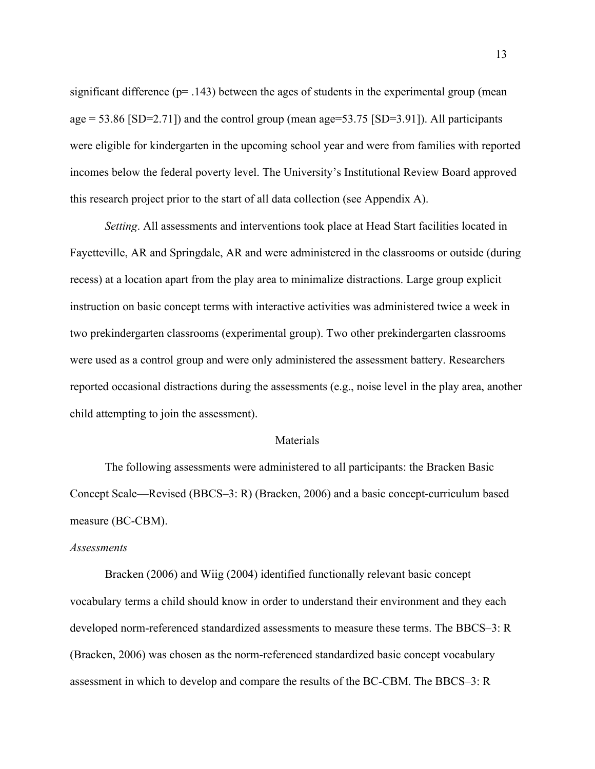significant difference ($p= .143$) between the ages of students in the experimental group (mean age = 53.86 [SD=2.71]) and the control group (mean age=53.75 [SD=3.91]). All participants were eligible for kindergarten in the upcoming school year and were from families with reported incomes below the federal poverty level. The University's Institutional Review Board approved this research project prior to the start of all data collection (see Appendix A).

*Setting*. All assessments and interventions took place at Head Start facilities located in Fayetteville, AR and Springdale, AR and were administered in the classrooms or outside (during recess) at a location apart from the play area to minimalize distractions. Large group explicit instruction on basic concept terms with interactive activities was administered twice a week in two prekindergarten classrooms (experimental group). Two other prekindergarten classrooms were used as a control group and were only administered the assessment battery. Researchers reported occasional distractions during the assessments (e.g., noise level in the play area, another child attempting to join the assessment).

## Materials

The following assessments were administered to all participants: the Bracken Basic Concept Scale—Revised (BBCS–3: R) (Bracken, 2006) and a basic concept-curriculum based measure (BC-CBM).

### *Assessments*

Bracken (2006) and Wiig (2004) identified functionally relevant basic concept vocabulary terms a child should know in order to understand their environment and they each developed norm-referenced standardized assessments to measure these terms. The BBCS–3: R (Bracken, 2006) was chosen as the norm-referenced standardized basic concept vocabulary assessment in which to develop and compare the results of the BC-CBM. The BBCS–3: R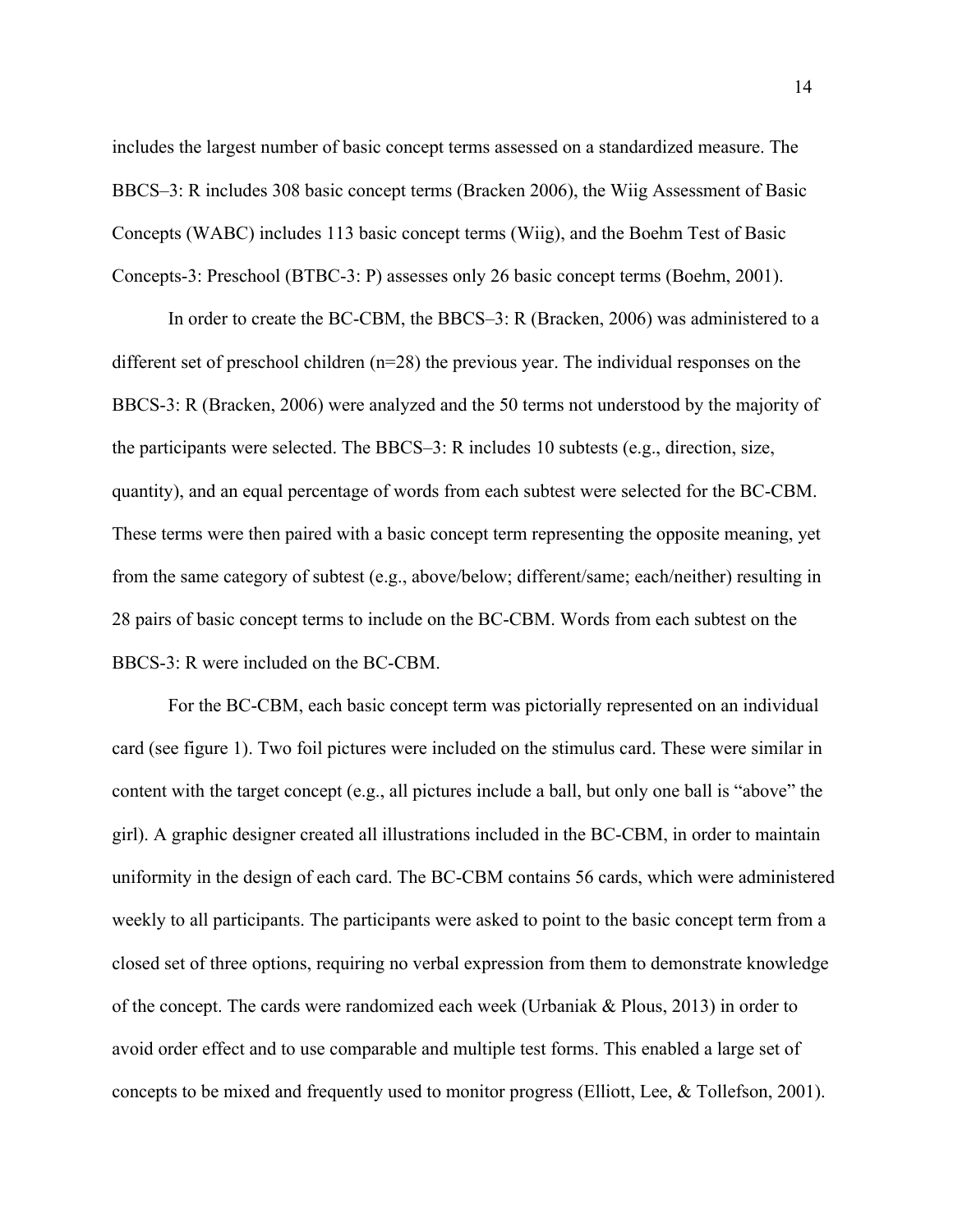includes the largest number of basic concept terms assessed on a standardized measure. The BBCS–3: R includes 308 basic concept terms (Bracken 2006), the Wiig Assessment of Basic Concepts (WABC) includes 113 basic concept terms (Wiig), and the Boehm Test of Basic Concepts-3: Preschool (BTBC-3: P) assesses only 26 basic concept terms (Boehm, 2001).

In order to create the BC-CBM, the BBCS–3: R (Bracken, 2006) was administered to a different set of preschool children (n=28) the previous year. The individual responses on the BBCS-3: R (Bracken, 2006) were analyzed and the 50 terms not understood by the majority of the participants were selected. The BBCS–3: R includes 10 subtests (e.g., direction, size, quantity), and an equal percentage of words from each subtest were selected for the BC-CBM. These terms were then paired with a basic concept term representing the opposite meaning, yet from the same category of subtest (e.g., above/below; different/same; each/neither) resulting in 28 pairs of basic concept terms to include on the BC-CBM. Words from each subtest on the BBCS-3: R were included on the BC-CBM.

For the BC-CBM, each basic concept term was pictorially represented on an individual card (see figure 1). Two foil pictures were included on the stimulus card. These were similar in content with the target concept (e.g., all pictures include a ball, but only one ball is "above" the girl). A graphic designer created all illustrations included in the BC-CBM, in order to maintain uniformity in the design of each card. The BC-CBM contains 56 cards, which were administered weekly to all participants. The participants were asked to point to the basic concept term from a closed set of three options, requiring no verbal expression from them to demonstrate knowledge of the concept. The cards were randomized each week (Urbaniak & Plous, 2013) in order to avoid order effect and to use comparable and multiple test forms. This enabled a large set of concepts to be mixed and frequently used to monitor progress (Elliott, Lee, & Tollefson, 2001).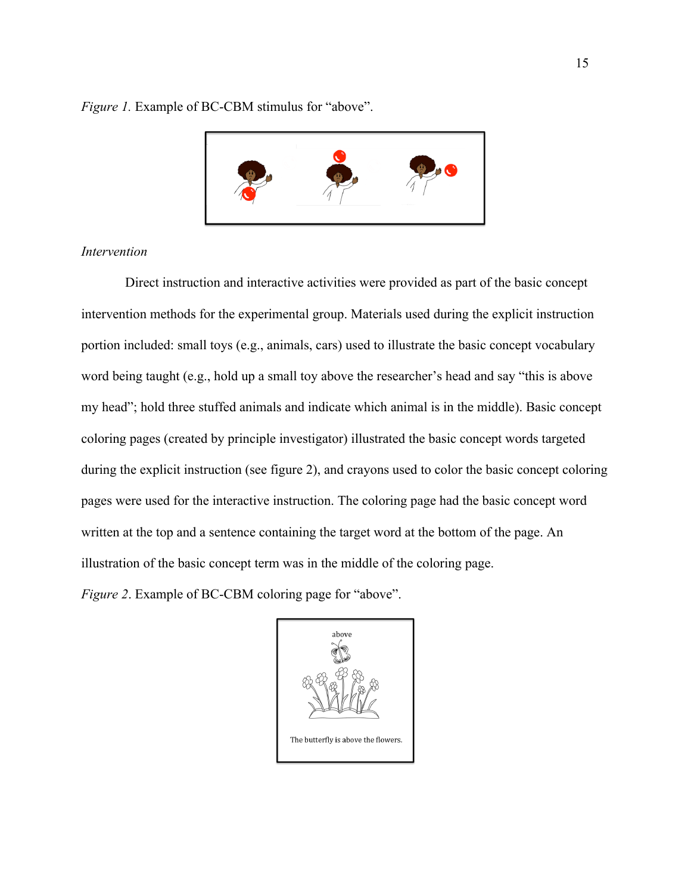*Figure 1.* Example of BC-CBM stimulus for "above".

*Intervention*

Direct instruction and interactive activities were provided as part of the basic concept intervention methods for the experimental group. Materials used during the explicit instruction portion included: small toys (e.g., animals, cars) used to illustrate the basic concept vocabulary word being taught (e.g., hold up a small toy above the researcher's head and say "this is above my head"; hold three stuffed animals and indicate which animal is in the middle). Basic concept coloring pages (created by principle investigator) illustrated the basic concept words targeted during the explicit instruction (see figure 2), and crayons used to color the basic concept coloring pages were used for the interactive instruction. The coloring page had the basic concept word written at the top and a sentence containing the target word at the bottom of the page. An illustration of the basic concept term was in the middle of the coloring page.

*Figure 2*. Example of BC-CBM coloring page for "above".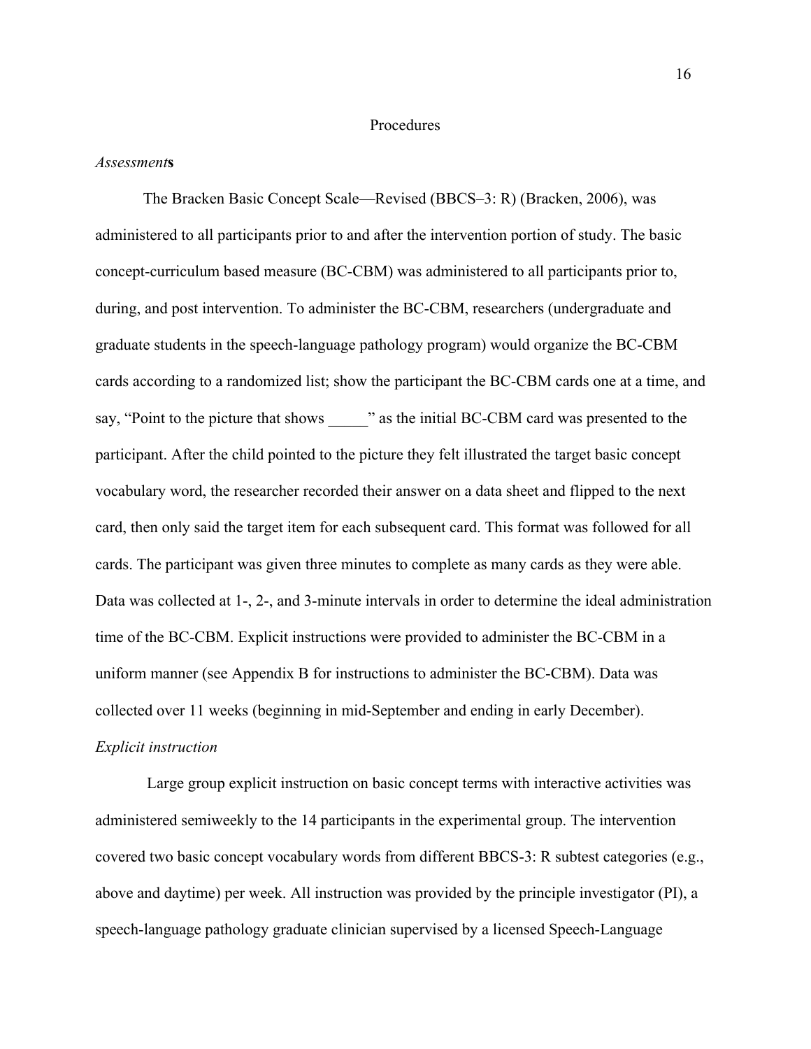## Procedures

*Assessment***s**

The Bracken Basic Concept Scale—Revised (BBCS–3: R) (Bracken, 2006), was administered to all participants prior to and after the intervention portion of study. The basic concept-curriculum based measure (BC-CBM) was administered to all participants prior to, during, and post intervention. To administer the BC-CBM, researchers (undergraduate and graduate students in the speech-language pathology program) would organize the BC-CBM cards according to a randomized list; show the participant the BC-CBM cards one at a time, and say, "Point to the picture that shows _____" as the initial BC-CBM card was presented to the participant. After the child pointed to the picture they felt illustrated the target basic concept vocabulary word, the researcher recorded their answer on a data sheet and flipped to the next card, then only said the target item for each subsequent card. This format was followed for all cards. The participant was given three minutes to complete as many cards as they were able. Data was collected at 1-, 2-, and 3-minute intervals in order to determine the ideal administration time of the BC-CBM. Explicit instructions were provided to administer the BC-CBM in a uniform manner (see Appendix B for instructions to administer the BC-CBM). Data was collected over 11 weeks (beginning in mid-September and ending in early December).

*Explicit instruction*

Large group explicit instruction on basic concept terms with interactive activities was administered semiweekly to the 14 participants in the experimental group. The intervention covered two basic concept vocabulary words from different BBCS-3: R subtest categories (e.g., above and daytime) per week. All instruction was provided by the principle investigator (PI), a speech-language pathology graduate clinician supervised by a licensed Speech-Language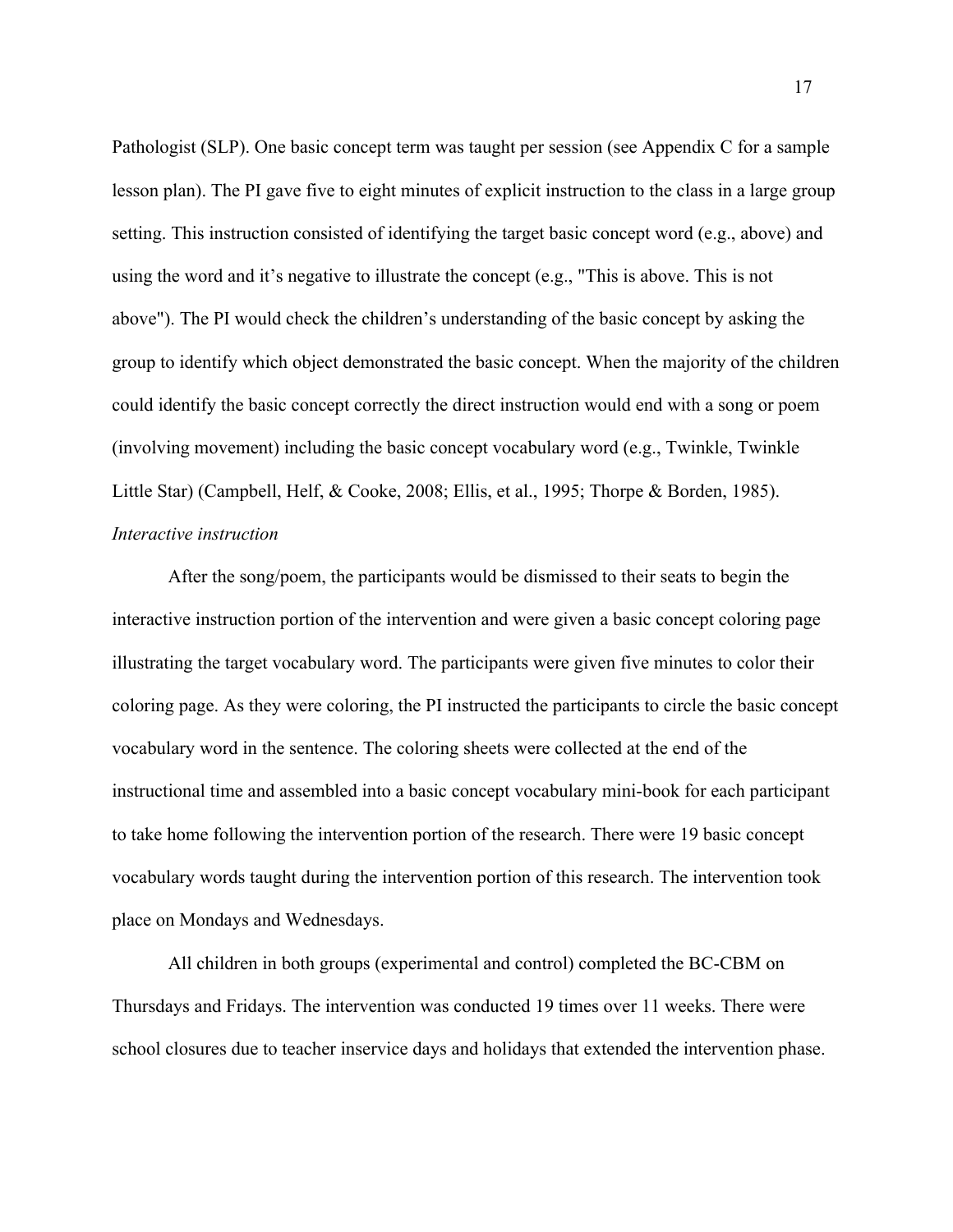Pathologist (SLP). One basic concept term was taught per session (see Appendix C for a sample lesson plan). The PI gave five to eight minutes of explicit instruction to the class in a large group setting. This instruction consisted of identifying the target basic concept word (e.g., above) and using the word and it's negative to illustrate the concept (e.g., "This is above. This is not above"). The PI would check the children's understanding of the basic concept by asking the group to identify which object demonstrated the basic concept. When the majority of the children could identify the basic concept correctly the direct instruction would end with a song or poem (involving movement) including the basic concept vocabulary word (e.g., Twinkle, Twinkle Little Star) (Campbell, Helf, & Cooke, 2008; Ellis, et al., 1995; Thorpe & Borden, 1985).

*Interactive instruction*

After the song/poem, the participants would be dismissed to their seats to begin the interactive instruction portion of the intervention and were given a basic concept coloring page illustrating the target vocabulary word. The participants were given five minutes to color their coloring page. As they were coloring, the PI instructed the participants to circle the basic concept vocabulary word in the sentence. The coloring sheets were collected at the end of the instructional time and assembled into a basic concept vocabulary mini-book for each participant to take home following the intervention portion of the research. There were 19 basic concept vocabulary words taught during the intervention portion of this research. The intervention took place on Mondays and Wednesdays.

All children in both groups (experimental and control) completed the BC-CBM on Thursdays and Fridays. The intervention was conducted 19 times over 11 weeks. There were school closures due to teacher inservice days and holidays that extended the intervention phase.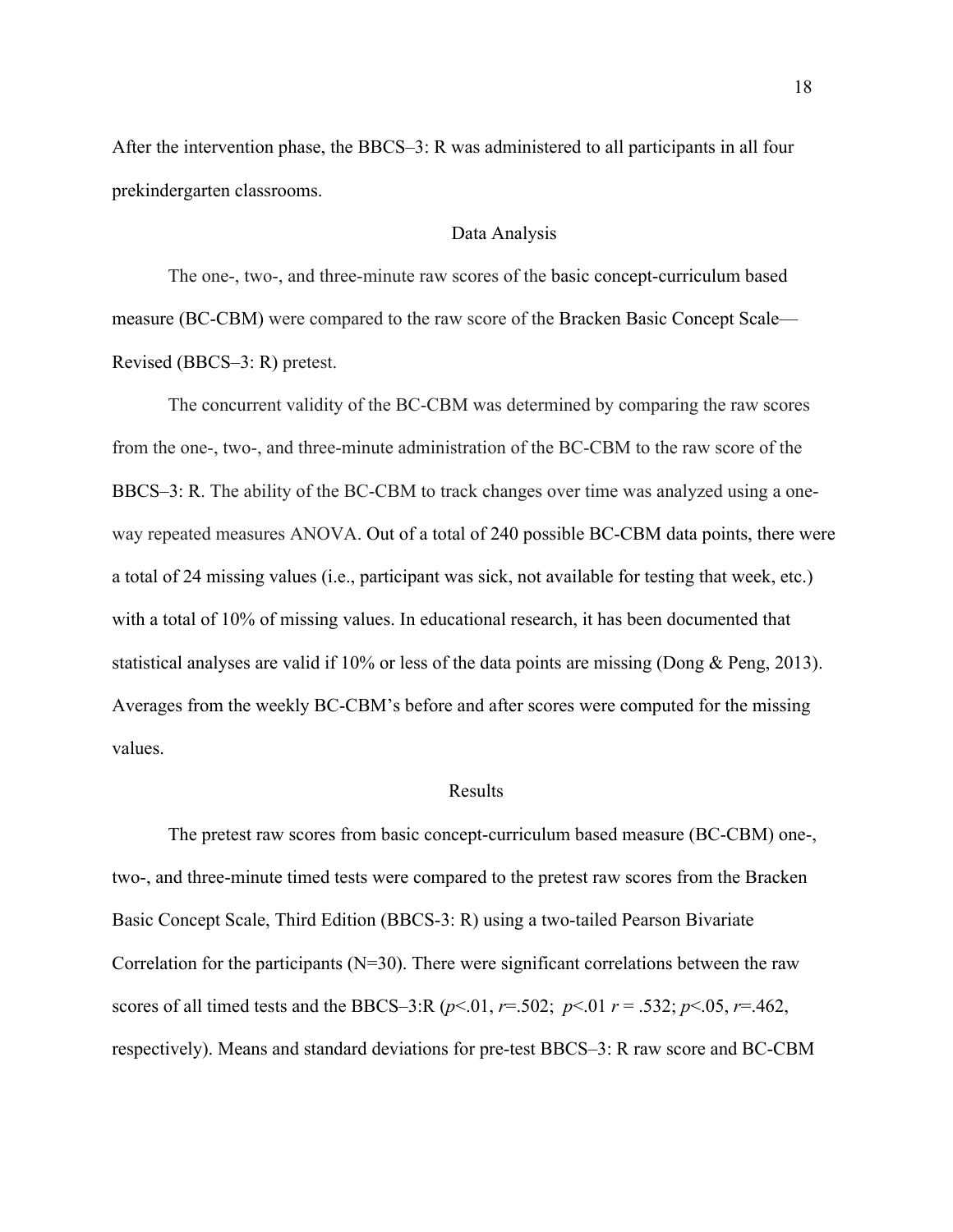After the intervention phase, the BBCS–3: R was administered to all participants in all four prekindergarten classrooms.

## Data Analysis

The one-, two-, and three-minute raw scores of the basic concept-curriculum based measure (BC-CBM) were compared to the raw score of the Bracken Basic Concept Scale—Revised (BBCS–3: R) pretest.

The concurrent validity of the BC-CBM was determined by comparing the raw scores from the one-, two-, and three-minute administration of the BC-CBM to the raw score of the BBCS–3: R. The ability of the BC-CBM to track changes over time was analyzed using a one-way repeated measures ANOVA. Out of a total of 240 possible BC-CBM data points, there were a total of 24 missing values (i.e., participant was sick, not available for testing that week, etc.) with a total of 10% of missing values. In educational research, it has been documented that statistical analyses are valid if 10% or less of the data points are missing (Dong & Peng, 2013). Averages from the weekly BC-CBM's before and after scores were computed for the missing values.

## Results

The pretest raw scores from basic concept-curriculum based measure (BC-CBM) one-, two-, and three-minute timed tests were compared to the pretest raw scores from the Bracken Basic Concept Scale, Third Edition (BBCS-3: R) using a two-tailed Pearson Bivariate Correlation for the participants ($N$=30). There were significant correlations between the raw scores of all timed tests and the BBCS–3:R ($p<.01$, $r=.502$; $p<.01$ $r = .532$; $p<.05$, $r=.462$, respectively). Means and standard deviations for pre-test BBCS–3: R raw score and BC-CBM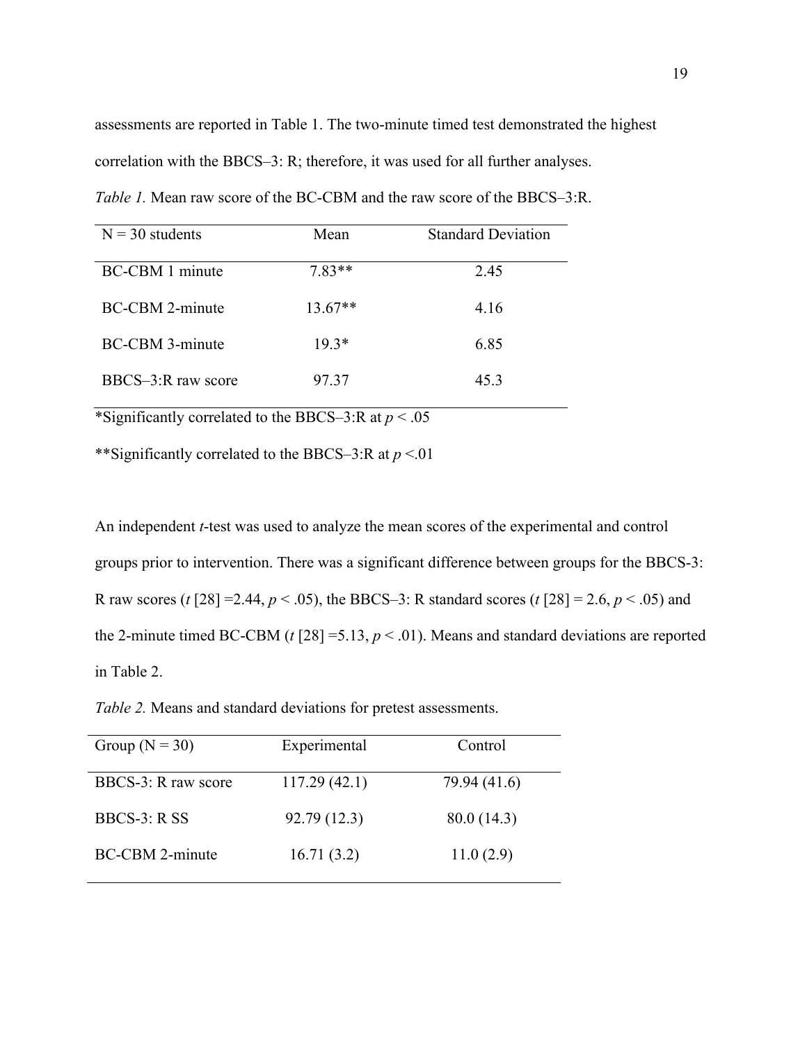assessments are reported in Table 1. The two-minute timed test demonstrated the highest correlation with the BBCS–3: R; therefore, it was used for all further analyses.

*Table 1.* Mean raw score of the BC-CBM and the raw score of the BBCS–3:R.

| N = 30 students | Mean | Standard Deviation |
| --- | --- | --- |
| BC-CBM 1 minute | 7.83** | 2.45 |
| BC-CBM 2-minute | 13.67** | 4.16 |
| BC-CBM 3-minute | 19.3* | 6.85 |
| BBCS–3:R raw score | 97.37 | 45.3 |

*Significantly correlated to the BBCS–3:R at $p < .05$

**Significantly correlated to the BBCS–3:R at $p < .01$

An independent *t*-test was used to analyze the mean scores of the experimental and control groups prior to intervention. There was a significant difference between groups for the BBCS-3: R raw scores ($t$ [28] =2.44, $p < .05$), the BBCS–3: R standard scores ($t$ [28] = 2.6, $p < .05$) and the 2-minute timed BC-CBM ($t$ [28] =5.13, $p < .01$). Means and standard deviations are reported in Table 2.

*Table 2.* Means and standard deviations for pretest assessments.

| Group (N = 30) | Experimental | Control |
| --- | --- | --- |
| BBCS-3: R raw score | 117.29 (42.1) | 79.94 (41.6) |
| BBCS-3: R SS | 92.79 (12.3) | 80.0 (14.3) |
| BC-CBM 2-minute | 16.71 (3.2) | 11.0 (2.9) |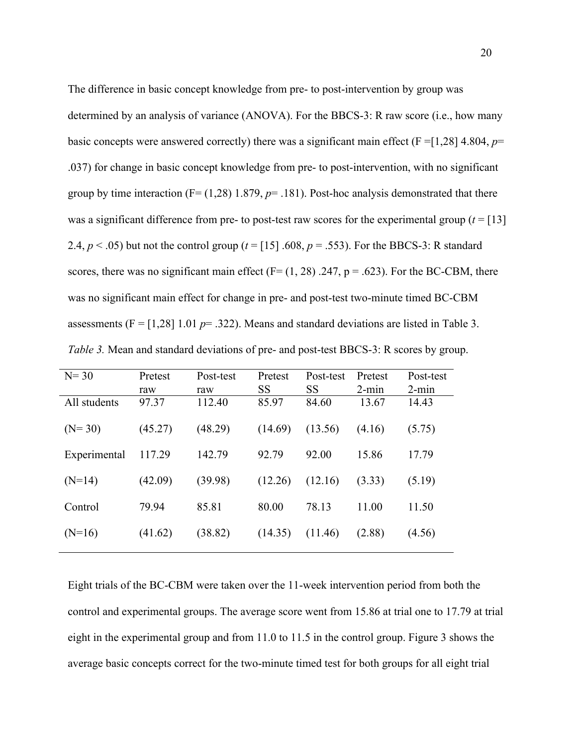The difference in basic concept knowledge from pre- to post-intervention by group was determined by an analysis of variance (ANOVA). For the BBCS-3: R raw score (i.e., how many basic concepts were answered correctly) there was a significant main effect (F =[1,28] 4.804, *p*= .037) for change in basic concept knowledge from pre- to post-intervention, with no significant group by time interaction (F= (1,28) 1.879, *p*= .181). Post-hoc analysis demonstrated that there was a significant difference from pre- to post-test raw scores for the experimental group (*t* = [13] 2.4, $p < .05$) but not the control group (*t* = [15] .608, *p* = .553). For the BBCS-3: R standard scores, there was no significant main effect (F= (1, 28) .247, p = .623). For the BC-CBM, there was no significant main effect for change in pre- and post-test two-minute timed BC-CBM assessments (F = [1,28] 1.01 *p*= .322). Means and standard deviations are listed in Table 3.

*Table 3.* Mean and standard deviations of pre- and post-test BBCS-3: R scores by group.

| N= 30 | Pretest raw | Post-test raw | Pretest SS | Post-test SS | Pretest 2-min | Post-test 2-min |
|---|---|---|---|---|---|---|
| All students | 97.37 | 112.40 | 85.97 | 84.60 | 13.67 | 14.43 |
| (N= 30) | (45.27) | (48.29) | (14.69) | (13.56) | (4.16) | (5.75) |
| Experimental | 117.29 | 142.79 | 92.79 | 92.00 | 15.86 | 17.79 |
| (N=14) | (42.09) | (39.98) | (12.26) | (12.16) | (3.33) | (5.19) |
| Control | 79.94 | 85.81 | 80.00 | 78.13 | 11.00 | 11.50 |
| (N=16) | (41.62) | (38.82) | (14.35) | (11.46) | (2.88) | (4.56) |

Eight trials of the BC-CBM were taken over the 11-week intervention period from both the control and experimental groups. The average score went from 15.86 at trial one to 17.79 at trial eight in the experimental group and from 11.0 to 11.5 in the control group. Figure 3 shows the average basic concepts correct for the two-minute timed test for both groups for all eight trial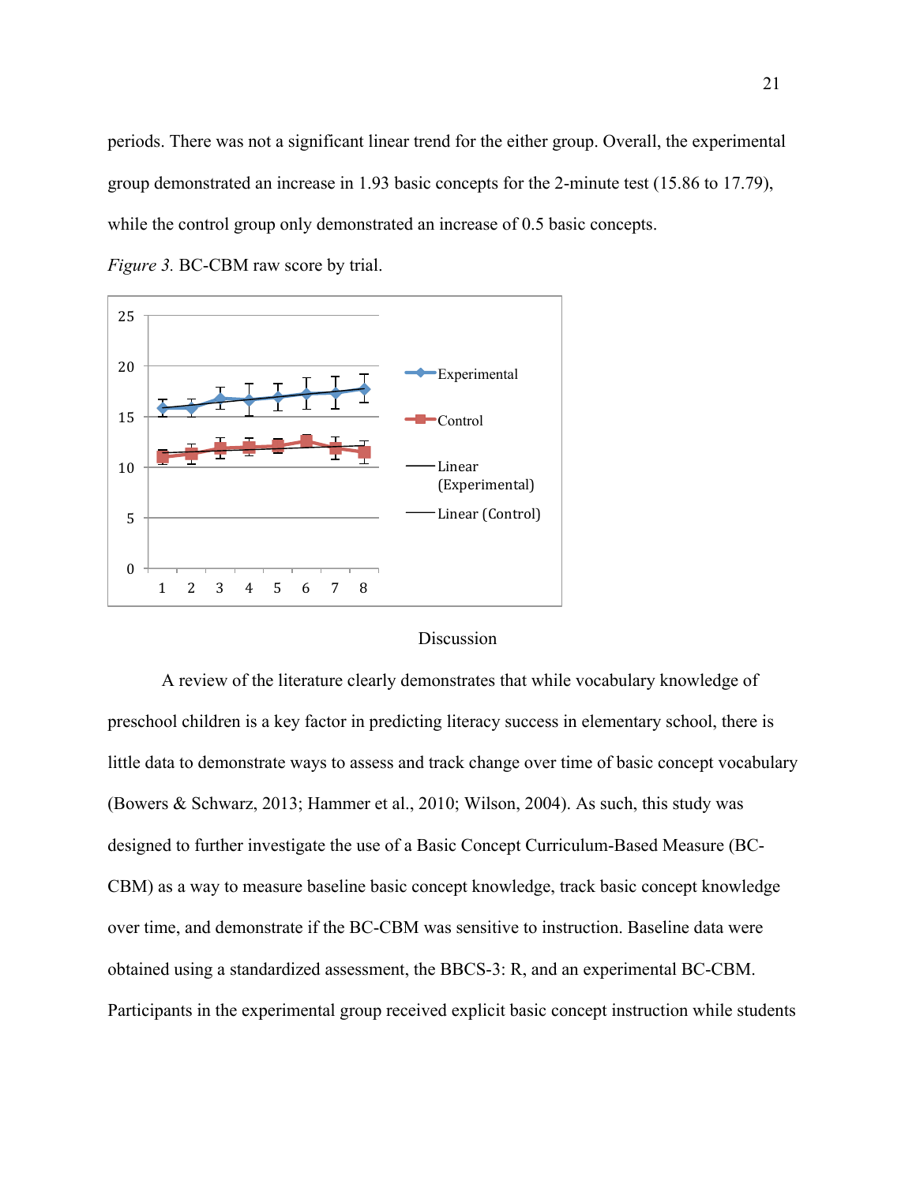periods. There was not a significant linear trend for the either group. Overall, the experimental group demonstrated an increase in 1.93 basic concepts for the 2-minute test (15.86 to 17.79), while the control group only demonstrated an increase of 0.5 basic concepts.

*Figure 3.* BC-CBM raw score by trial.

## Discussion

A review of the literature clearly demonstrates that while vocabulary knowledge of preschool children is a key factor in predicting literacy success in elementary school, there is little data to demonstrate ways to assess and track change over time of basic concept vocabulary (Bowers & Schwarz, 2013; Hammer et al., 2010; Wilson, 2004). As such, this study was designed to further investigate the use of a Basic Concept Curriculum-Based Measure (BC-CBM) as a way to measure baseline basic concept knowledge, track basic concept knowledge over time, and demonstrate if the BC-CBM was sensitive to instruction. Baseline data were obtained using a standardized assessment, the BBCS-3: R, and an experimental BC-CBM. Participants in the experimental group received explicit basic concept instruction while students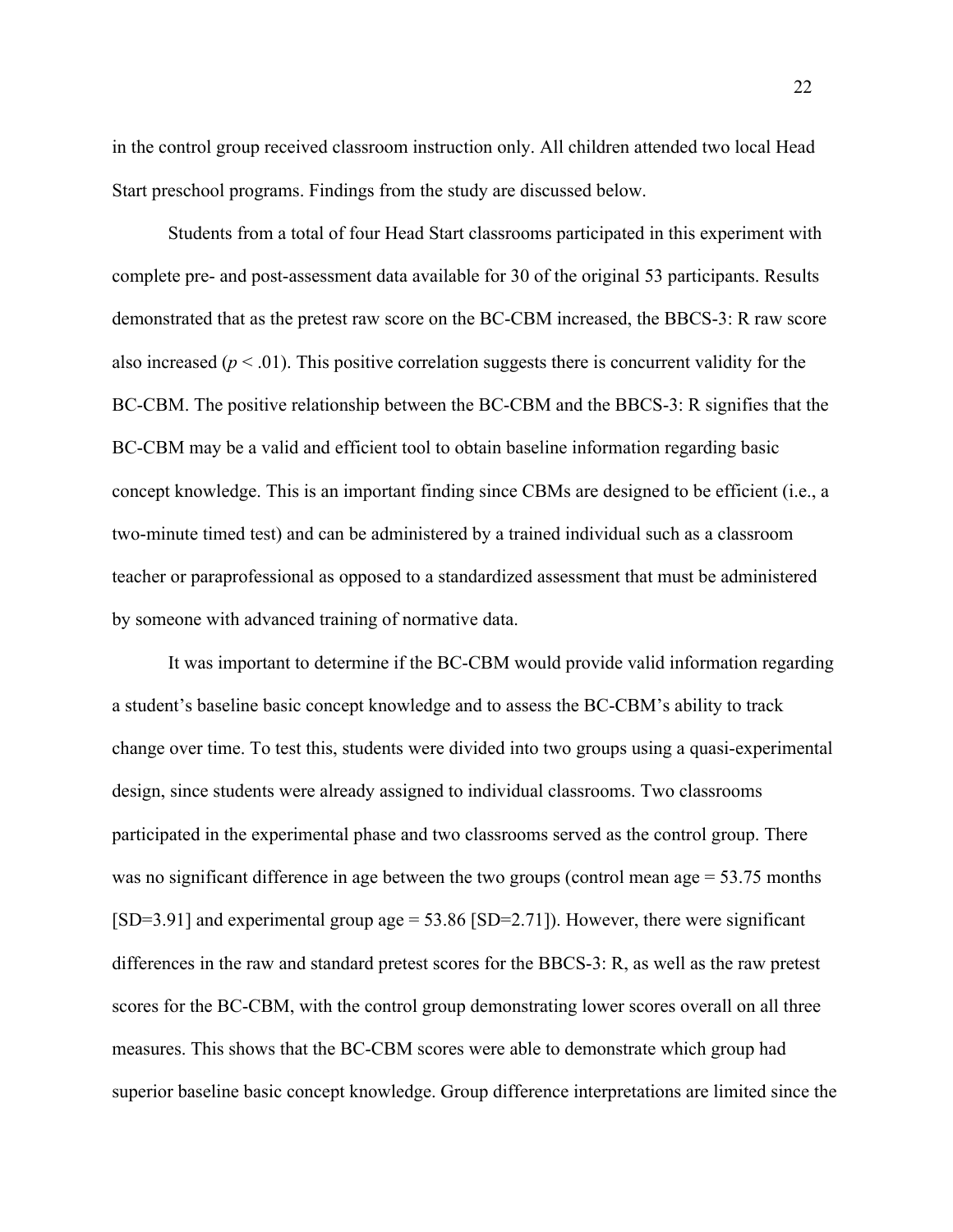in the control group received classroom instruction only. All children attended two local Head Start preschool programs. Findings from the study are discussed below.

Students from a total of four Head Start classrooms participated in this experiment with complete pre- and post-assessment data available for 30 of the original 53 participants. Results demonstrated that as the pretest raw score on the BC-CBM increased, the BBCS-3: R raw score also increased ($p < .01$). This positive correlation suggests there is concurrent validity for the BC-CBM. The positive relationship between the BC-CBM and the BBCS-3: R signifies that the BC-CBM may be a valid and efficient tool to obtain baseline information regarding basic concept knowledge. This is an important finding since CBMs are designed to be efficient (i.e., a two-minute timed test) and can be administered by a trained individual such as a classroom teacher or paraprofessional as opposed to a standardized assessment that must be administered by someone with advanced training of normative data.

It was important to determine if the BC-CBM would provide valid information regarding a student's baseline basic concept knowledge and to assess the BC-CBM's ability to track change over time. To test this, students were divided into two groups using a quasi-experimental design, since students were already assigned to individual classrooms. Two classrooms participated in the experimental phase and two classrooms served as the control group. There was no significant difference in age between the two groups (control mean age = 53.75 months [SD=3.91] and experimental group age = 53.86 [SD=2.71]). However, there were significant differences in the raw and standard pretest scores for the BBCS-3: R, as well as the raw pretest scores for the BC-CBM, with the control group demonstrating lower scores overall on all three measures. This shows that the BC-CBM scores were able to demonstrate which group had superior baseline basic concept knowledge. Group difference interpretations are limited since the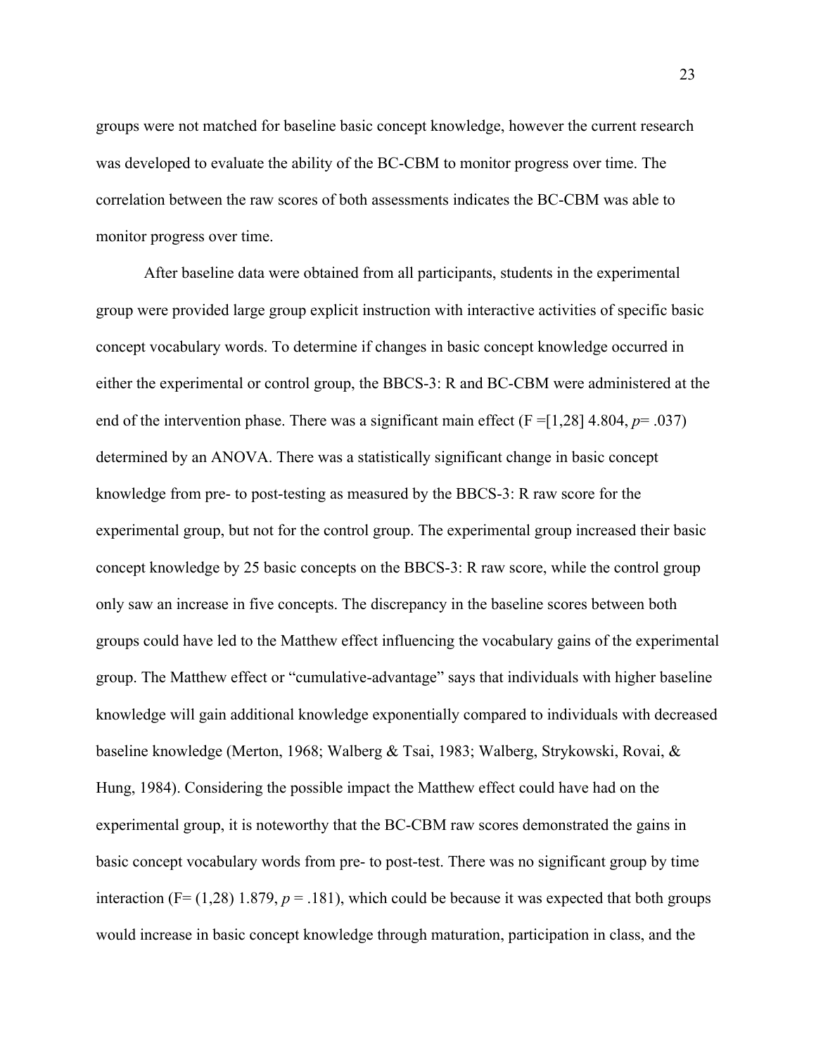groups were not matched for baseline basic concept knowledge, however the current research was developed to evaluate the ability of the BC-CBM to monitor progress over time. The correlation between the raw scores of both assessments indicates the BC-CBM was able to monitor progress over time.

After baseline data were obtained from all participants, students in the experimental group were provided large group explicit instruction with interactive activities of specific basic concept vocabulary words. To determine if changes in basic concept knowledge occurred in either the experimental or control group, the BBCS-3: R and BC-CBM were administered at the end of the intervention phase. There was a significant main effect (F =[1,28] 4.804, *p*= .037) determined by an ANOVA. There was a statistically significant change in basic concept knowledge from pre- to post-testing as measured by the BBCS-3: R raw score for the experimental group, but not for the control group. The experimental group increased their basic concept knowledge by 25 basic concepts on the BBCS-3: R raw score, while the control group only saw an increase in five concepts. The discrepancy in the baseline scores between both groups could have led to the Matthew effect influencing the vocabulary gains of the experimental group. The Matthew effect or "cumulative-advantage" says that individuals with higher baseline knowledge will gain additional knowledge exponentially compared to individuals with decreased baseline knowledge (Merton, 1968; Walberg & Tsai, 1983; Walberg, Strykowski, Rovai, & Hung, 1984). Considering the possible impact the Matthew effect could have had on the experimental group, it is noteworthy that the BC-CBM raw scores demonstrated the gains in basic concept vocabulary words from pre- to post-test. There was no significant group by time interaction (F= (1,28) 1.879, *p* = .181), which could be because it was expected that both groups would increase in basic concept knowledge through maturation, participation in class, and the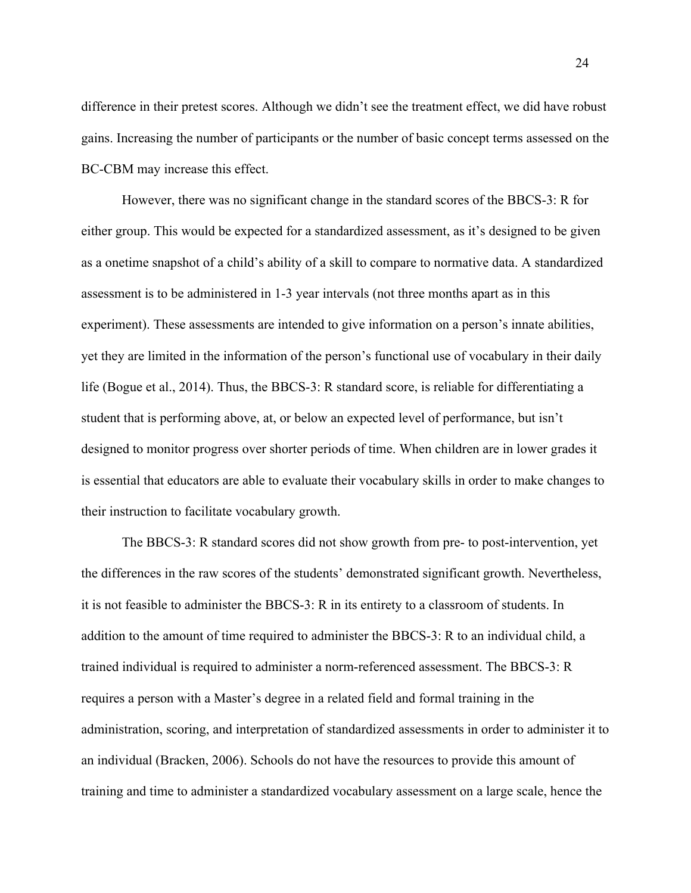difference in their pretest scores. Although we didn't see the treatment effect, we did have robust gains. Increasing the number of participants or the number of basic concept terms assessed on the BC-CBM may increase this effect.

However, there was no significant change in the standard scores of the BBCS-3: R for either group. This would be expected for a standardized assessment, as it's designed to be given as a onetime snapshot of a child's ability of a skill to compare to normative data. A standardized assessment is to be administered in 1-3 year intervals (not three months apart as in this experiment). These assessments are intended to give information on a person's innate abilities, yet they are limited in the information of the person's functional use of vocabulary in their daily life (Bogue et al., 2014). Thus, the BBCS-3: R standard score, is reliable for differentiating a student that is performing above, at, or below an expected level of performance, but isn't designed to monitor progress over shorter periods of time. When children are in lower grades it is essential that educators are able to evaluate their vocabulary skills in order to make changes to their instruction to facilitate vocabulary growth.

The BBCS-3: R standard scores did not show growth from pre- to post-intervention, yet the differences in the raw scores of the students' demonstrated significant growth. Nevertheless, it is not feasible to administer the BBCS-3: R in its entirety to a classroom of students. In addition to the amount of time required to administer the BBCS-3: R to an individual child, a trained individual is required to administer a norm-referenced assessment. The BBCS-3: R requires a person with a Master's degree in a related field and formal training in the administration, scoring, and interpretation of standardized assessments in order to administer it to an individual (Bracken, 2006). Schools do not have the resources to provide this amount of training and time to administer a standardized vocabulary assessment on a large scale, hence the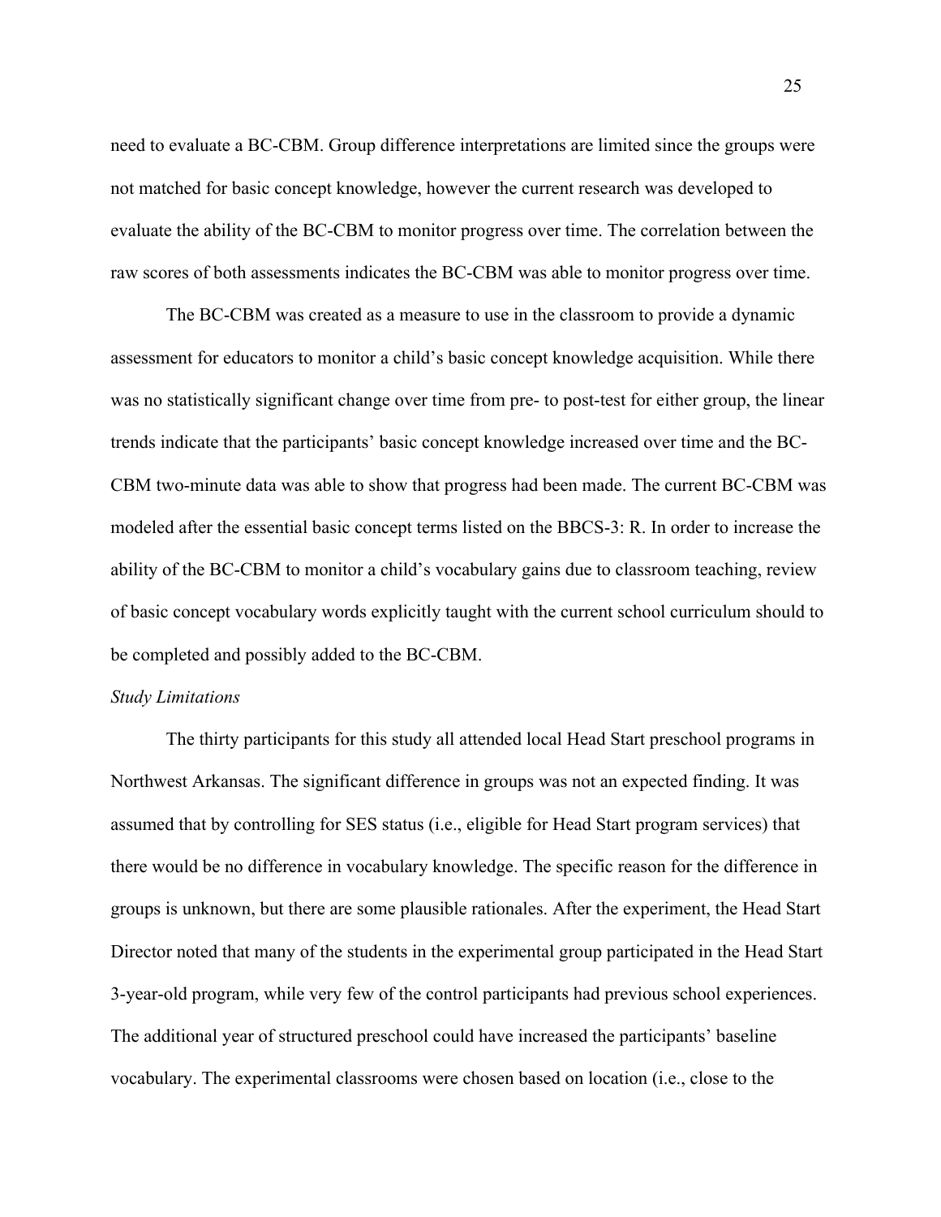need to evaluate a BC-CBM. Group difference interpretations are limited since the groups were not matched for basic concept knowledge, however the current research was developed to evaluate the ability of the BC-CBM to monitor progress over time. The correlation between the raw scores of both assessments indicates the BC-CBM was able to monitor progress over time.

The BC-CBM was created as a measure to use in the classroom to provide a dynamic assessment for educators to monitor a child's basic concept knowledge acquisition. While there was no statistically significant change over time from pre- to post-test for either group, the linear trends indicate that the participants' basic concept knowledge increased over time and the BC-CBM two-minute data was able to show that progress had been made. The current BC-CBM was modeled after the essential basic concept terms listed on the BBCS-3: R. In order to increase the ability of the BC-CBM to monitor a child's vocabulary gains due to classroom teaching, review of basic concept vocabulary words explicitly taught with the current school curriculum should to be completed and possibly added to the BC-CBM.

*Study Limitations*

The thirty participants for this study all attended local Head Start preschool programs in Northwest Arkansas. The significant difference in groups was not an expected finding. It was assumed that by controlling for SES status (i.e., eligible for Head Start program services) that there would be no difference in vocabulary knowledge. The specific reason for the difference in groups is unknown, but there are some plausible rationales. After the experiment, the Head Start Director noted that many of the students in the experimental group participated in the Head Start 3-year-old program, while very few of the control participants had previous school experiences. The additional year of structured preschool could have increased the participants' baseline vocabulary. The experimental classrooms were chosen based on location (i.e., close to the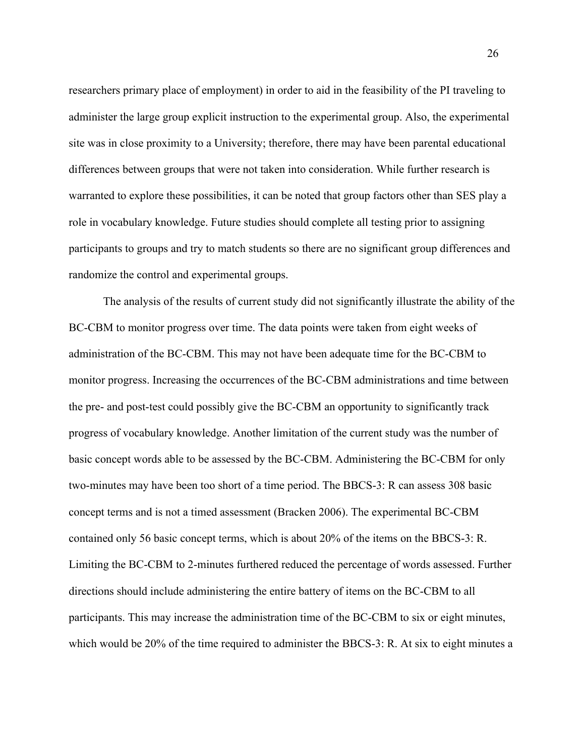researchers primary place of employment) in order to aid in the feasibility of the PI traveling to administer the large group explicit instruction to the experimental group. Also, the experimental site was in close proximity to a University; therefore, there may have been parental educational differences between groups that were not taken into consideration. While further research is warranted to explore these possibilities, it can be noted that group factors other than SES play a role in vocabulary knowledge. Future studies should complete all testing prior to assigning participants to groups and try to match students so there are no significant group differences and randomize the control and experimental groups.

The analysis of the results of current study did not significantly illustrate the ability of the BC-CBM to monitor progress over time. The data points were taken from eight weeks of administration of the BC-CBM. This may not have been adequate time for the BC-CBM to monitor progress. Increasing the occurrences of the BC-CBM administrations and time between the pre- and post-test could possibly give the BC-CBM an opportunity to significantly track progress of vocabulary knowledge. Another limitation of the current study was the number of basic concept words able to be assessed by the BC-CBM. Administering the BC-CBM for only two-minutes may have been too short of a time period. The BBCS-3: R can assess 308 basic concept terms and is not a timed assessment (Bracken 2006). The experimental BC-CBM contained only 56 basic concept terms, which is about 20% of the items on the BBCS-3: R. Limiting the BC-CBM to 2-minutes furthered reduced the percentage of words assessed. Further directions should include administering the entire battery of items on the BC-CBM to all participants. This may increase the administration time of the BC-CBM to six or eight minutes, which would be 20% of the time required to administer the BBCS-3: R. At six to eight minutes a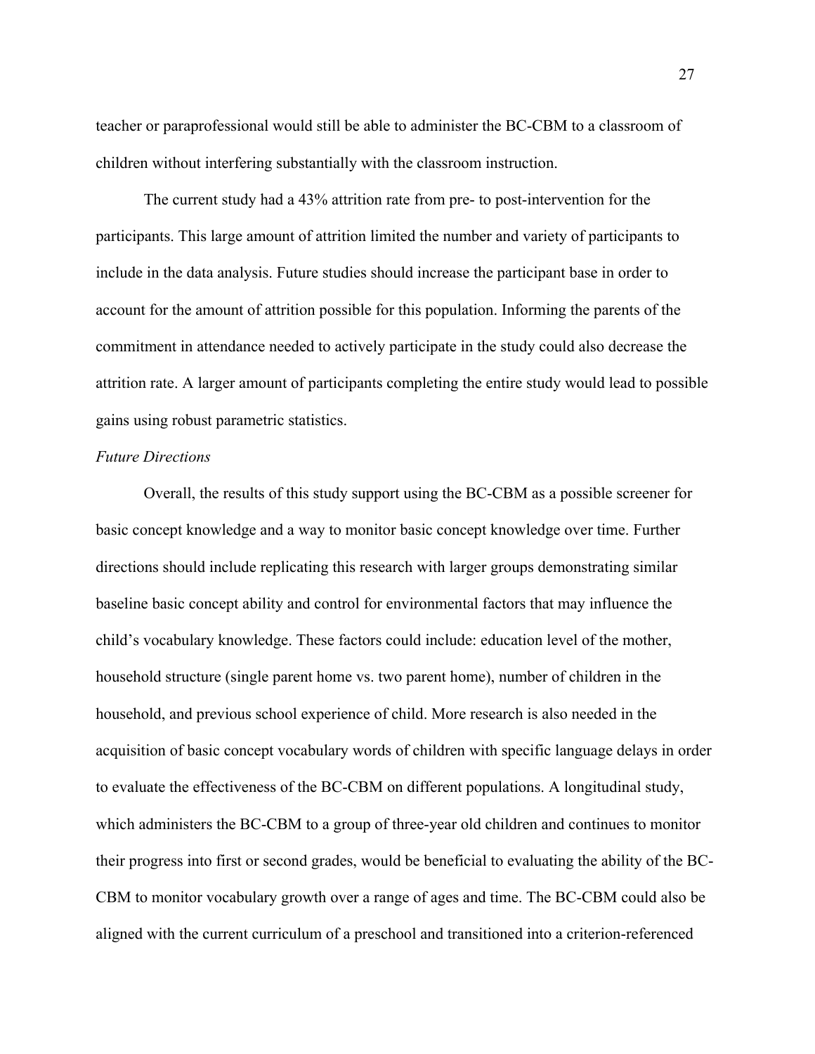teacher or paraprofessional would still be able to administer the BC-CBM to a classroom of children without interfering substantially with the classroom instruction.

The current study had a 43% attrition rate from pre- to post-intervention for the participants. This large amount of attrition limited the number and variety of participants to include in the data analysis. Future studies should increase the participant base in order to account for the amount of attrition possible for this population. Informing the parents of the commitment in attendance needed to actively participate in the study could also decrease the attrition rate. A larger amount of participants completing the entire study would lead to possible gains using robust parametric statistics.

*Future Directions*

Overall, the results of this study support using the BC-CBM as a possible screener for basic concept knowledge and a way to monitor basic concept knowledge over time. Further directions should include replicating this research with larger groups demonstrating similar baseline basic concept ability and control for environmental factors that may influence the child's vocabulary knowledge. These factors could include: education level of the mother, household structure (single parent home vs. two parent home), number of children in the household, and previous school experience of child. More research is also needed in the acquisition of basic concept vocabulary words of children with specific language delays in order to evaluate the effectiveness of the BC-CBM on different populations. A longitudinal study, which administers the BC-CBM to a group of three-year old children and continues to monitor their progress into first or second grades, would be beneficial to evaluating the ability of the BC-CBM to monitor vocabulary growth over a range of ages and time. The BC-CBM could also be aligned with the current curriculum of a preschool and transitioned into a criterion-referenced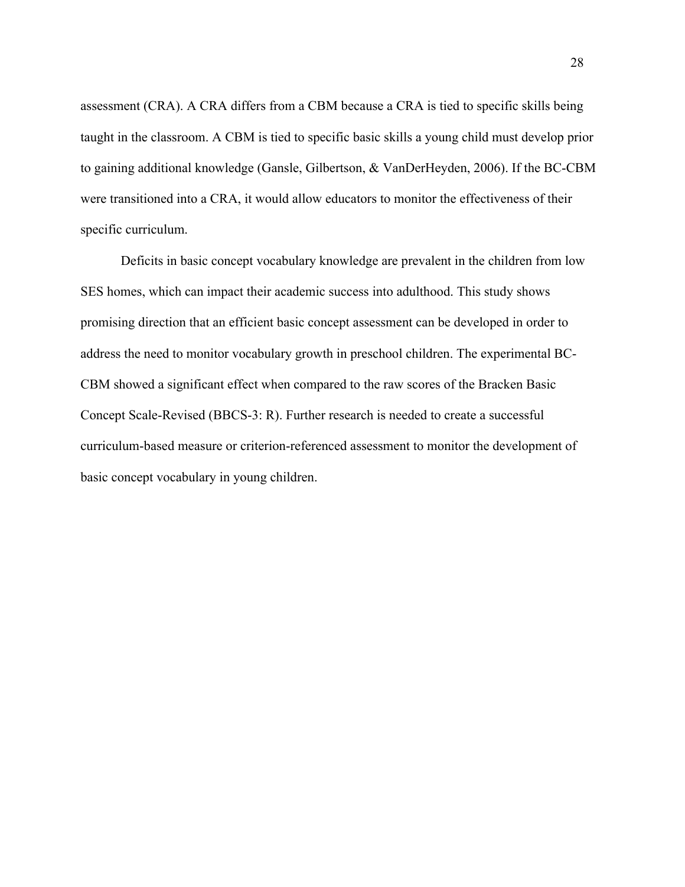assessment (CRA). A CRA differs from a CBM because a CRA is tied to specific skills being taught in the classroom. A CBM is tied to specific basic skills a young child must develop prior to gaining additional knowledge (Gansle, Gilbertson, & VanDerHeyden, 2006). If the BC-CBM were transitioned into a CRA, it would allow educators to monitor the effectiveness of their specific curriculum.

Deficits in basic concept vocabulary knowledge are prevalent in the children from low SES homes, which can impact their academic success into adulthood. This study shows promising direction that an efficient basic concept assessment can be developed in order to address the need to monitor vocabulary growth in preschool children. The experimental BC-CBM showed a significant effect when compared to the raw scores of the Bracken Basic Concept Scale-Revised (BBCS-3: R). Further research is needed to create a successful curriculum-based measure or criterion-referenced assessment to monitor the development of basic concept vocabulary in young children.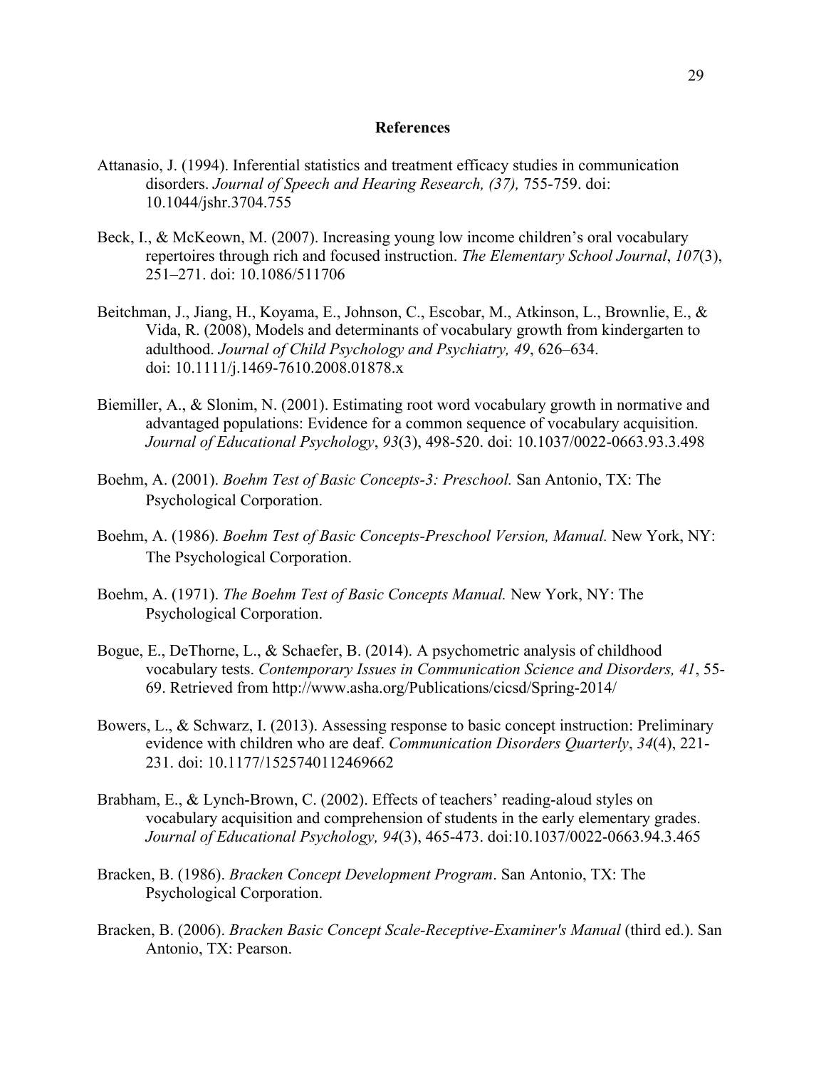## References

Attanasio, J. (1994). Inferential statistics and treatment efficacy studies in communication disorders. *Journal of Speech and Hearing Research, (37),* 755-759. doi: 10.1044/jshr.3704.755

Beck, I., & McKeown, M. (2007). Increasing young low income children's oral vocabulary repertoires through rich and focused instruction. *The Elementary School Journal*, *107*(3), 251–271. doi: 10.1086/511706

Beitchman, J., Jiang, H., Koyama, E., Johnson, C., Escobar, M., Atkinson, L., Brownlie, E., & Vida, R. (2008), Models and determinants of vocabulary growth from kindergarten to adulthood. *Journal of Child Psychology and Psychiatry, 49*, 626–634. doi: 10.1111/j.1469-7610.2008.01878.x

Biemiller, A., & Slonim, N. (2001). Estimating root word vocabulary growth in normative and advantaged populations: Evidence for a common sequence of vocabulary acquisition. *Journal of Educational Psychology*, *93*(3), 498-520. doi: 10.1037/0022-0663.93.3.498

Boehm, A. (2001). *Boehm Test of Basic Concepts-3: Preschool.* San Antonio, TX: The Psychological Corporation.

Boehm, A. (1986). *Boehm Test of Basic Concepts-Preschool Version, Manual.* New York, NY: The Psychological Corporation.

Boehm, A. (1971). *The Boehm Test of Basic Concepts Manual.* New York, NY: The Psychological Corporation.

Bogue, E., DeThorne, L., & Schaefer, B. (2014). A psychometric analysis of childhood vocabulary tests. *Contemporary Issues in Communication Science and Disorders, 41*, 55-69. Retrieved from http://www.asha.org/Publications/cicsd/Spring-2014/

Bowers, L., & Schwarz, I. (2013). Assessing response to basic concept instruction: Preliminary evidence with children who are deaf. *Communication Disorders Quarterly*, *34*(4), 221-231. doi: 10.1177/1525740112469662

Brabham, E., & Lynch-Brown, C. (2002). Effects of teachers' reading-aloud styles on vocabulary acquisition and comprehension of students in the early elementary grades. *Journal of Educational Psychology, 94*(3), 465-473. doi:10.1037/0022-0663.94.3.465

Bracken, B. (1986). *Bracken Concept Development Program*. San Antonio, TX: The Psychological Corporation.

Bracken, B. (2006). *Bracken Basic Concept Scale-Receptive-Examiner's Manual* (third ed.). San Antonio, TX: Pearson.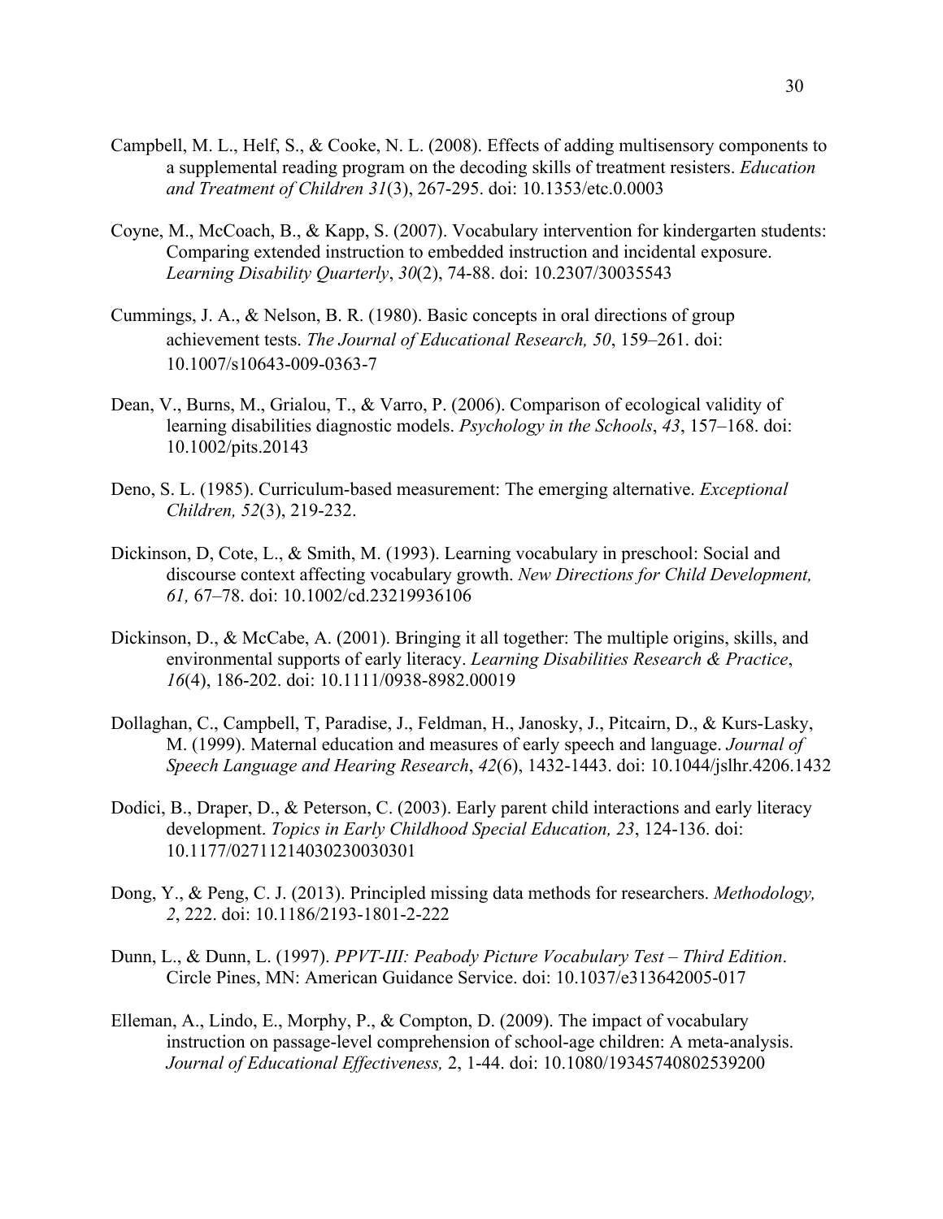Campbell, M. L., Helf, S., & Cooke, N. L. (2008). Effects of adding multisensory components to a supplemental reading program on the decoding skills of treatment resisters. *Education and Treatment of Children 31*(3), 267-295. doi: 10.1353/etc.0.0003

Coyne, M., McCoach, B., & Kapp, S. (2007). Vocabulary intervention for kindergarten students: Comparing extended instruction to embedded instruction and incidental exposure. *Learning Disability Quarterly*, *30*(2), 74-88. doi: 10.2307/30035543

Cummings, J. A., & Nelson, B. R. (1980). Basic concepts in oral directions of group achievement tests. *The Journal of Educational Research, 50*, 159–261. doi: 10.1007/s10643-009-0363-7

Dean, V., Burns, M., Grialou, T., & Varro, P. (2006). Comparison of ecological validity of learning disabilities diagnostic models. *Psychology in the Schools*, *43*, 157–168. doi: 10.1002/pits.20143

Deno, S. L. (1985). Curriculum-based measurement: The emerging alternative. *Exceptional Children, 52*(3), 219-232.

Dickinson, D, Cote, L., & Smith, M. (1993). Learning vocabulary in preschool: Social and discourse context affecting vocabulary growth. *New Directions for Child Development, 61,* 67–78. doi: 10.1002/cd.23219936106

Dickinson, D., & McCabe, A. (2001). Bringing it all together: The multiple origins, skills, and environmental supports of early literacy. *Learning Disabilities Research & Practice*, *16*(4), 186-202. doi: 10.1111/0938-8982.00019

Dollaghan, C., Campbell, T, Paradise, J., Feldman, H., Janosky, J., Pitcairn, D., & Kurs-Lasky, M. (1999). Maternal education and measures of early speech and language. *Journal of Speech Language and Hearing Research*, *42*(6), 1432-1443. doi: 10.1044/jslhr.4206.1432

Dodici, B., Draper, D., & Peterson, C. (2003). Early parent child interactions and early literacy development. *Topics in Early Childhood Special Education, 23*, 124-136. doi: 10.1177/02711214030230030301

Dong, Y., & Peng, C. J. (2013). Principled missing data methods for researchers. *Methodology, 2*, 222. doi: 10.1186/2193-1801-2-222

Dunn, L., & Dunn, L. (1997). *PPVT-III: Peabody Picture Vocabulary Test – Third Edition*. Circle Pines, MN: American Guidance Service. doi: 10.1037/e313642005-017

Elleman, A., Lindo, E., Morphy, P., & Compton, D. (2009). The impact of vocabulary instruction on passage-level comprehension of school-age children: A meta-analysis. *Journal of Educational Effectiveness,* 2, 1-44. doi: 10.1080/19345740802539200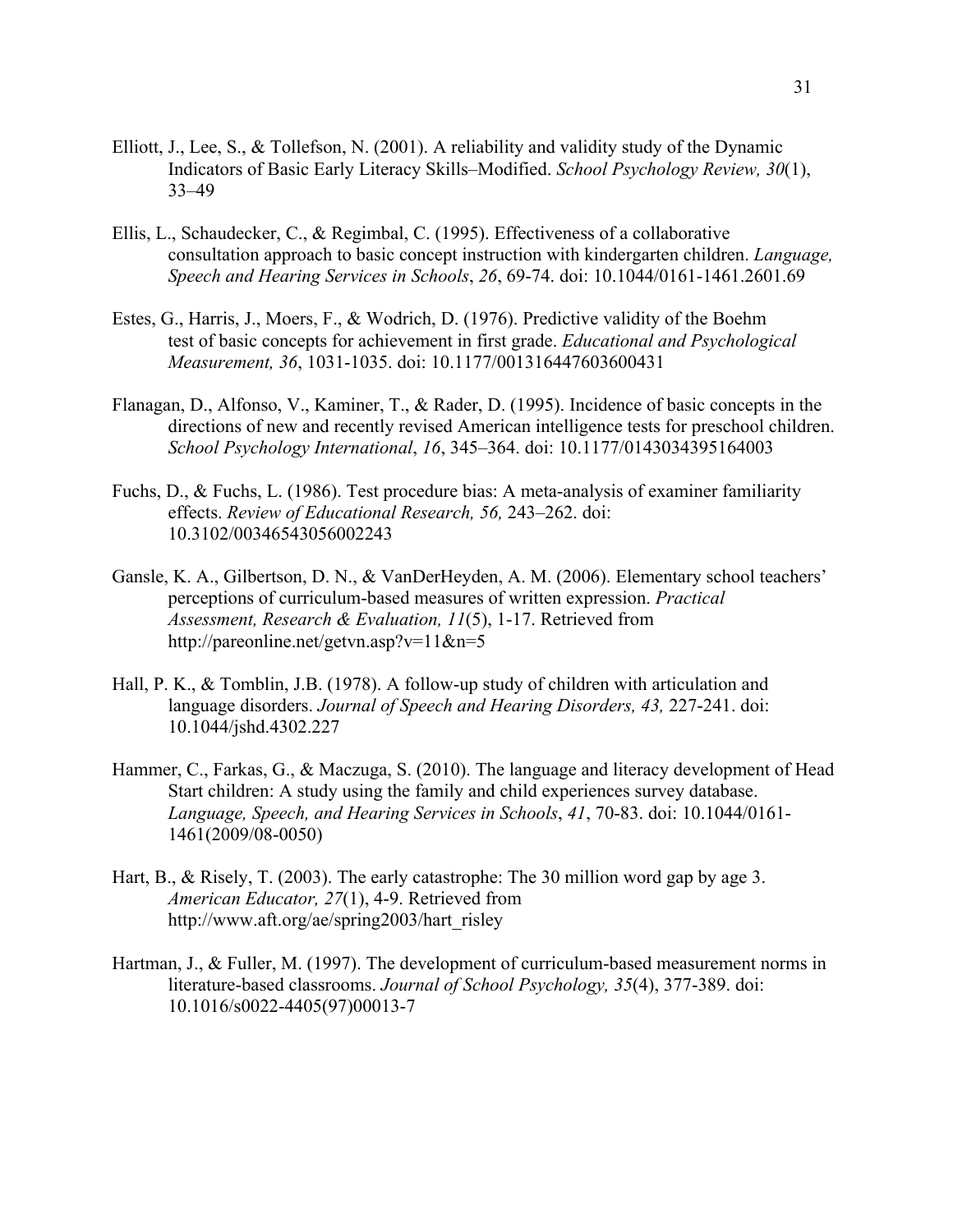Elliott, J., Lee, S., & Tollefson, N. (2001). A reliability and validity study of the Dynamic Indicators of Basic Early Literacy Skills–Modified. *School Psychology Review, 30*(1), 33–49

Ellis, L., Schaudecker, C., & Regimbal, C. (1995). Effectiveness of a collaborative consultation approach to basic concept instruction with kindergarten children. *Language, Speech and Hearing Services in Schools*, *26*, 69-74. doi: 10.1044/0161-1461.2601.69

Estes, G., Harris, J., Moers, F., & Wodrich, D. (1976). Predictive validity of the Boehm test of basic concepts for achievement in first grade. *Educational and Psychological Measurement, 36*, 1031-1035. doi: 10.1177/001316447603600431

Flanagan, D., Alfonso, V., Kaminer, T., & Rader, D. (1995). Incidence of basic concepts in the directions of new and recently revised American intelligence tests for preschool children. *School Psychology International*, *16*, 345–364. doi: 10.1177/0143034395164003

Fuchs, D., & Fuchs, L. (1986). Test procedure bias: A meta-analysis of examiner familiarity effects. *Review of Educational Research, 56,* 243–262. doi: 10.3102/00346543056002243

Gansle, K. A., Gilbertson, D. N., & VanDerHeyden, A. M. (2006). Elementary school teachers' perceptions of curriculum-based measures of written expression. *Practical Assessment, Research & Evaluation, 11*(5), 1-17. Retrieved from http://pareonline.net/getvn.asp?v=11&n=5

Hall, P. K., & Tomblin, J.B. (1978). A follow-up study of children with articulation and language disorders. *Journal of Speech and Hearing Disorders, 43,* 227-241. doi: 10.1044/jshd.4302.227

Hammer, C., Farkas, G., & Maczuga, S. (2010). The language and literacy development of Head Start children: A study using the family and child experiences survey database. *Language, Speech, and Hearing Services in Schools*, *41*, 70-83. doi: 10.1044/0161-1461(2009/08-0050)

Hart, B., & Risely, T. (2003). The early catastrophe: The 30 million word gap by age 3. *American Educator, 27*(1), 4-9. Retrieved from http://www.aft.org/ae/spring2003/hart_risley

Hartman, J., & Fuller, M. (1997). The development of curriculum-based measurement norms in literature-based classrooms. *Journal of School Psychology, 35*(4), 377-389. doi: 10.1016/s0022-4405(97)00013-7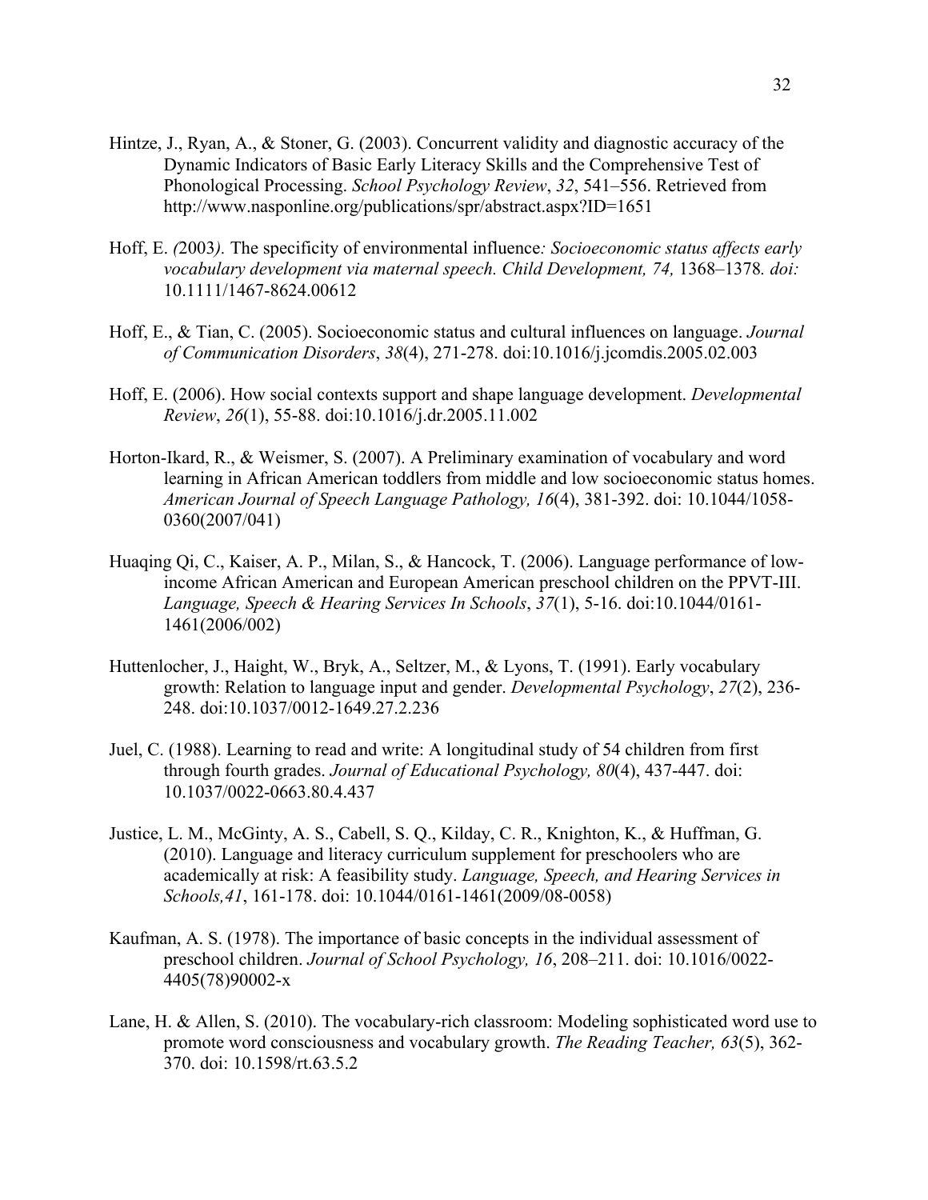Hintze, J., Ryan, A., & Stoner, G. (2003). Concurrent validity and diagnostic accuracy of the Dynamic Indicators of Basic Early Literacy Skills and the Comprehensive Test of Phonological Processing. *School Psychology Review*, *32*, 541–556. Retrieved from http://www.nasponline.org/publications/spr/abstract.aspx?ID=1651

Hoff, E. *(*2003*).* The specificity of environmental influence*: Socioeconomic status affects early vocabulary development via maternal speech. Child Development, 74,* 1368–1378*. doi:* 10.1111/1467-8624.00612

Hoff, E., & Tian, C. (2005). Socioeconomic status and cultural influences on language. *Journal of Communication Disorders*, *38*(4), 271-278. doi:10.1016/j.jcomdis.2005.02.003

Hoff, E. (2006). How social contexts support and shape language development. *Developmental Review*, *26*(1), 55-88. doi:10.1016/j.dr.2005.11.002

Horton-Ikard, R., & Weismer, S. (2007). A Preliminary examination of vocabulary and word learning in African American toddlers from middle and low socioeconomic status homes. *American Journal of Speech Language Pathology, 16*(4), 381-392. doi: 10.1044/1058-0360(2007/041)

Huaqing Qi, C., Kaiser, A. P., Milan, S., & Hancock, T. (2006). Language performance of low-income African American and European American preschool children on the PPVT-III. *Language, Speech & Hearing Services In Schools*, *37*(1), 5-16. doi:10.1044/0161-1461(2006/002)

Huttenlocher, J., Haight, W., Bryk, A., Seltzer, M., & Lyons, T. (1991). Early vocabulary growth: Relation to language input and gender. *Developmental Psychology*, *27*(2), 236-248. doi:10.1037/0012-1649.27.2.236

Juel, C. (1988). Learning to read and write: A longitudinal study of 54 children from first through fourth grades. *Journal of Educational Psychology, 80*(4), 437-447. doi: 10.1037/0022-0663.80.4.437

Justice, L. M., McGinty, A. S., Cabell, S. Q., Kilday, C. R., Knighton, K., & Huffman, G. (2010). Language and literacy curriculum supplement for preschoolers who are academically at risk: A feasibility study. *Language, Speech, and Hearing Services in Schools,41*, 161-178. doi: 10.1044/0161-1461(2009/08-0058)

Kaufman, A. S. (1978). The importance of basic concepts in the individual assessment of preschool children. *Journal of School Psychology, 16*, 208–211. doi: 10.1016/0022-4405(78)90002-x

Lane, H. & Allen, S. (2010). The vocabulary-rich classroom: Modeling sophisticated word use to promote word consciousness and vocabulary growth. *The Reading Teacher, 63*(5), 362-370. doi: 10.1598/rt.63.5.2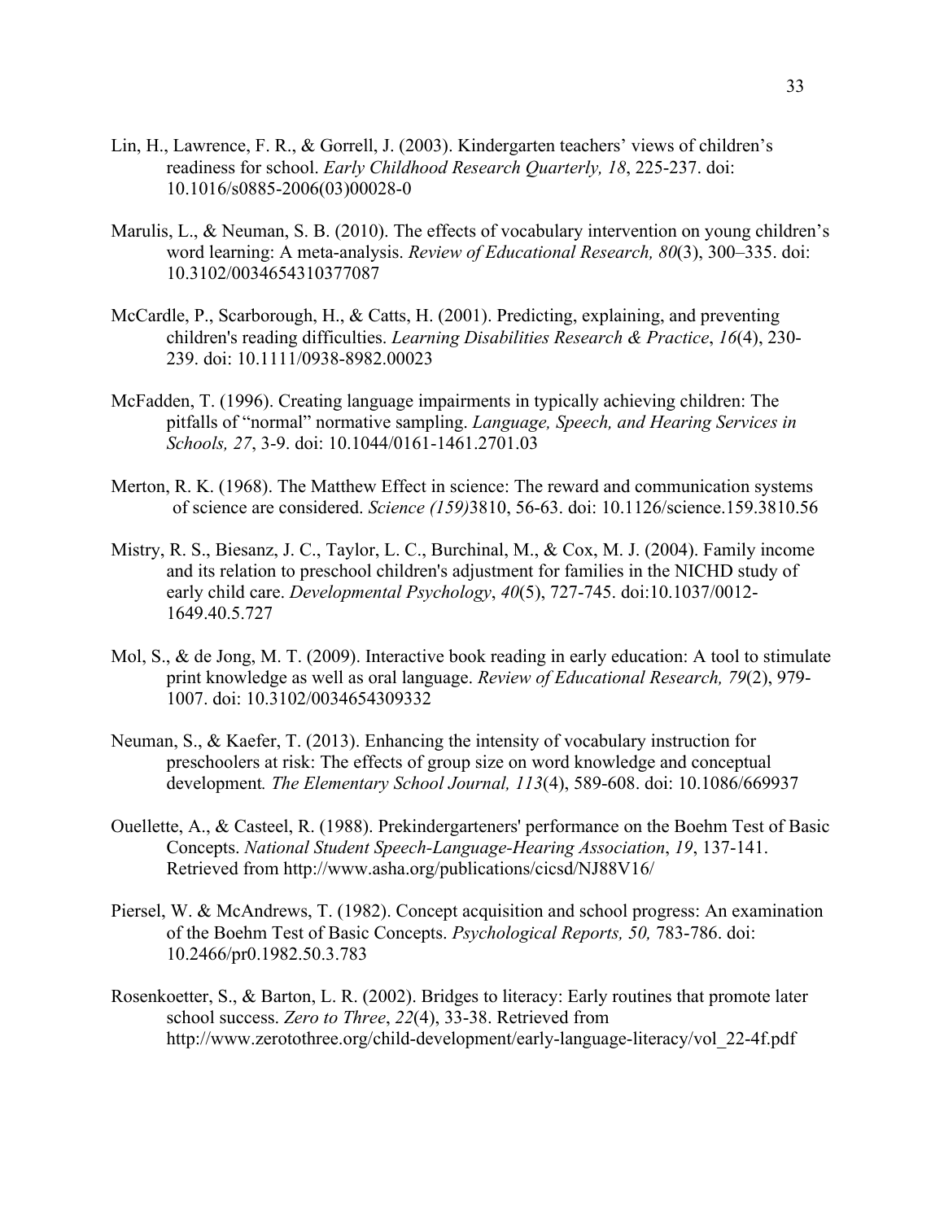Lin, H., Lawrence, F. R., & Gorrell, J. (2003). Kindergarten teachers' views of children's readiness for school. *Early Childhood Research Quarterly, 18*, 225-237. doi: 10.1016/s0885-2006(03)00028-0

Marulis, L., & Neuman, S. B. (2010). The effects of vocabulary intervention on young children's word learning: A meta-analysis. *Review of Educational Research, 80*(3), 300–335. doi: 10.3102/0034654310377087

McCardle, P., Scarborough, H., & Catts, H. (2001). Predicting, explaining, and preventing children's reading difficulties. *Learning Disabilities Research & Practice*, *16*(4), 230-239. doi: 10.1111/0938-8982.00023

McFadden, T. (1996). Creating language impairments in typically achieving children: The pitfalls of "normal" normative sampling. *Language, Speech, and Hearing Services in Schools, 27*, 3-9. doi: 10.1044/0161-1461.2701.03

Merton, R. K. (1968). The Matthew Effect in science: The reward and communication systems of science are considered. *Science (159)*3810, 56-63. doi: 10.1126/science.159.3810.56

Mistry, R. S., Biesanz, J. C., Taylor, L. C., Burchinal, M., & Cox, M. J. (2004). Family income and its relation to preschool children's adjustment for families in the NICHD study of early child care. *Developmental Psychology*, *40*(5), 727-745. doi:10.1037/0012-1649.40.5.727

Mol, S., & de Jong, M. T. (2009). Interactive book reading in early education: A tool to stimulate print knowledge as well as oral language. *Review of Educational Research, 79*(2), 979-1007. doi: 10.3102/0034654309332

Neuman, S., & Kaefer, T. (2013). Enhancing the intensity of vocabulary instruction for preschoolers at risk: The effects of group size on word knowledge and conceptual development*. The Elementary School Journal, 113*(4), 589-608. doi: 10.1086/669937

Ouellette, A., & Casteel, R. (1988). Prekindergarteners' performance on the Boehm Test of Basic Concepts. *National Student Speech-Language-Hearing Association*, *19*, 137-141. Retrieved from http://www.asha.org/publications/cicsd/NJ88V16/

Piersel, W. & McAndrews, T. (1982). Concept acquisition and school progress: An examination of the Boehm Test of Basic Concepts. *Psychological Reports, 50,* 783-786. doi: 10.2466/pr0.1982.50.3.783

Rosenkoetter, S., & Barton, L. R. (2002). Bridges to literacy: Early routines that promote later school success. *Zero to Three*, *22*(4), 33-38. Retrieved from http://www.zerotothree.org/child-development/early-language-literacy/vol_22-4f.pdf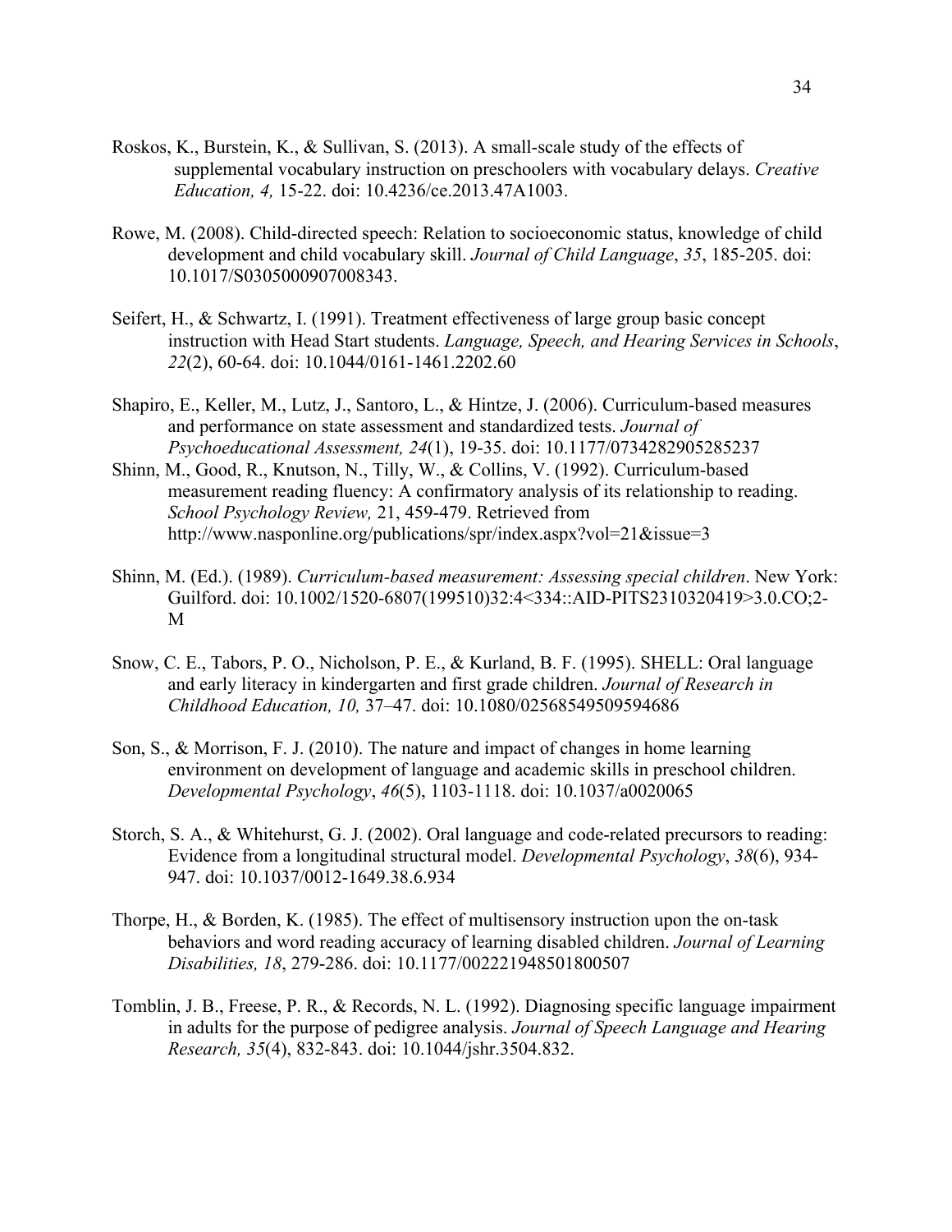Roskos, K., Burstein, K., & Sullivan, S. (2013). A small-scale study of the effects of supplemental vocabulary instruction on preschoolers with vocabulary delays. *Creative Education, 4,* 15-22. doi: 10.4236/ce.2013.47A1003.

Rowe, M. (2008). Child-directed speech: Relation to socioeconomic status, knowledge of child development and child vocabulary skill. *Journal of Child Language*, *35*, 185-205. doi: 10.1017/S0305000907008343.

Seifert, H., & Schwartz, I. (1991). Treatment effectiveness of large group basic concept instruction with Head Start students. *Language, Speech, and Hearing Services in Schools*, *22*(2), 60-64. doi: 10.1044/0161-1461.2202.60

Shapiro, E., Keller, M., Lutz, J., Santoro, L., & Hintze, J. (2006). Curriculum-based measures and performance on state assessment and standardized tests. *Journal of Psychoeducational Assessment, 24*(1), 19-35. doi: 10.1177/0734282905285237

Shinn, M., Good, R., Knutson, N., Tilly, W., & Collins, V. (1992). Curriculum-based measurement reading fluency: A confirmatory analysis of its relationship to reading. *School Psychology Review,* 21, 459-479. Retrieved from http://www.nasponline.org/publications/spr/index.aspx?vol=21&issue=3

Shinn, M. (Ed.). (1989). *Curriculum-based measurement: Assessing special children*. New York: Guilford. doi: 10.1002/1520-6807(199510)32:4<334::AID-PITS2310320419>3.0.CO;2-M

Snow, C. E., Tabors, P. O., Nicholson, P. E., & Kurland, B. F. (1995). SHELL: Oral language and early literacy in kindergarten and first grade children. *Journal of Research in Childhood Education, 10,* 37–47. doi: 10.1080/02568549509594686

Son, S., & Morrison, F. J. (2010). The nature and impact of changes in home learning environment on development of language and academic skills in preschool children. *Developmental Psychology*, *46*(5), 1103-1118. doi: 10.1037/a0020065

Storch, S. A., & Whitehurst, G. J. (2002). Oral language and code-related precursors to reading: Evidence from a longitudinal structural model. *Developmental Psychology*, *38*(6), 934-947. doi: 10.1037/0012-1649.38.6.934

Thorpe, H., & Borden, K. (1985). The effect of multisensory instruction upon the on-task behaviors and word reading accuracy of learning disabled children. *Journal of Learning Disabilities, 18*, 279-286. doi: 10.1177/002221948501800507

Tomblin, J. B., Freese, P. R., & Records, N. L. (1992). Diagnosing specific language impairment in adults for the purpose of pedigree analysis. *Journal of Speech Language and Hearing Research, 35*(4), 832-843. doi: 10.1044/jshr.3504.832.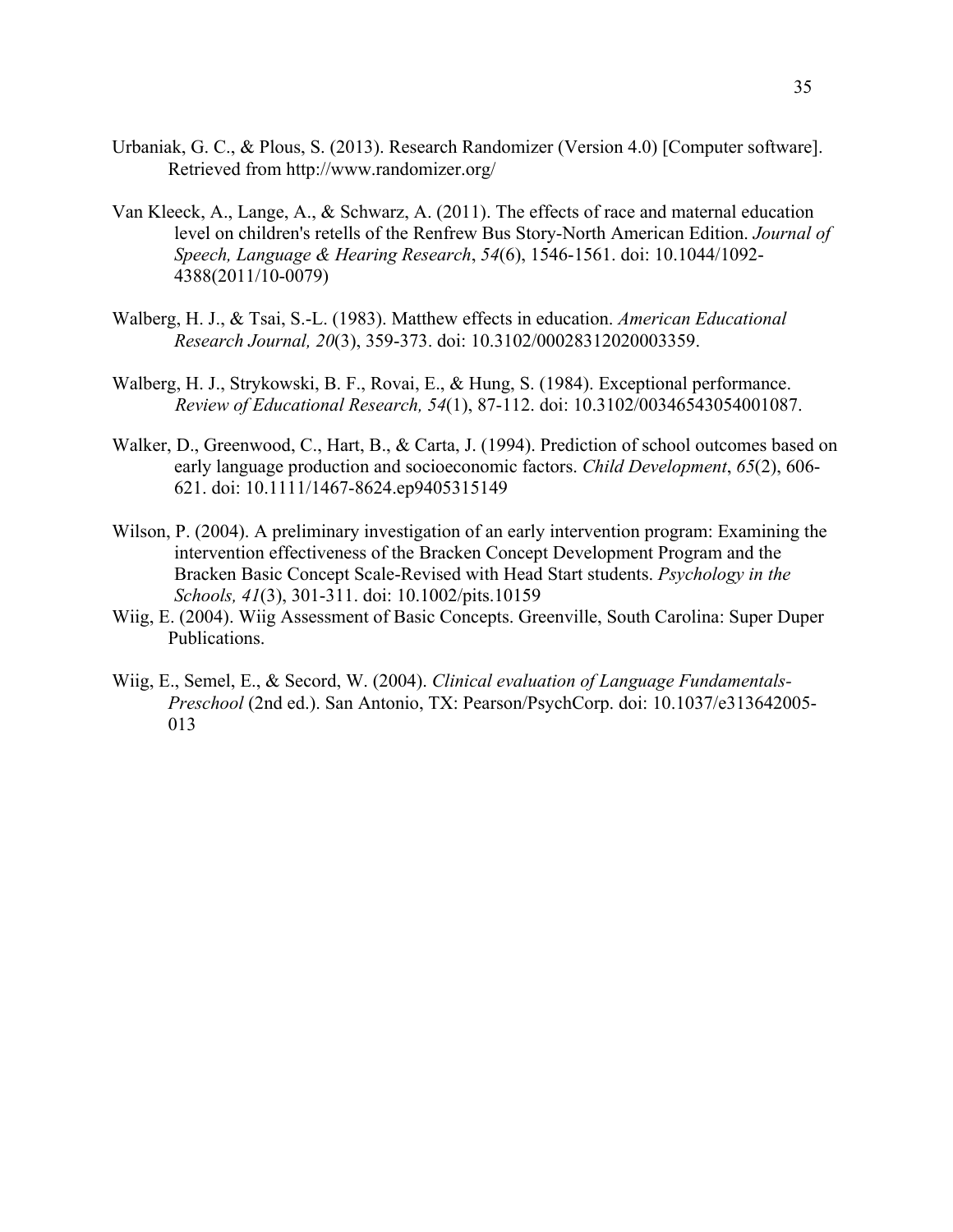Urbaniak, G. C., & Plous, S. (2013). Research Randomizer (Version 4.0) [Computer software]. Retrieved from http://www.randomizer.org/

Van Kleeck, A., Lange, A., & Schwarz, A. (2011). The effects of race and maternal education level on children's retells of the Renfrew Bus Story-North American Edition. *Journal of Speech, Language & Hearing Research*, *54*(6), 1546-1561. doi: 10.1044/1092-4388(2011/10-0079)

Walberg, H. J., & Tsai, S.-L. (1983). Matthew effects in education. *American Educational Research Journal, 20*(3), 359-373. doi: 10.3102/00028312020003359.

Walberg, H. J., Strykowski, B. F., Rovai, E., & Hung, S. (1984). Exceptional performance. *Review of Educational Research, 54*(1), 87-112. doi: 10.3102/00346543054001087.

Walker, D., Greenwood, C., Hart, B., & Carta, J. (1994). Prediction of school outcomes based on early language production and socioeconomic factors. *Child Development*, *65*(2), 606-621. doi: 10.1111/1467-8624.ep9405315149

Wilson, P. (2004). A preliminary investigation of an early intervention program: Examining the intervention effectiveness of the Bracken Concept Development Program and the Bracken Basic Concept Scale-Revised with Head Start students. *Psychology in the Schools, 41*(3), 301-311. doi: 10.1002/pits.10159

Wiig, E. (2004). Wiig Assessment of Basic Concepts. Greenville, South Carolina: Super Duper Publications.

Wiig, E., Semel, E., & Secord, W. (2004). *Clinical evaluation of Language Fundamentals-Preschool* (2nd ed.). San Antonio, TX: Pearson/PsychCorp. doi: 10.1037/e313642005-013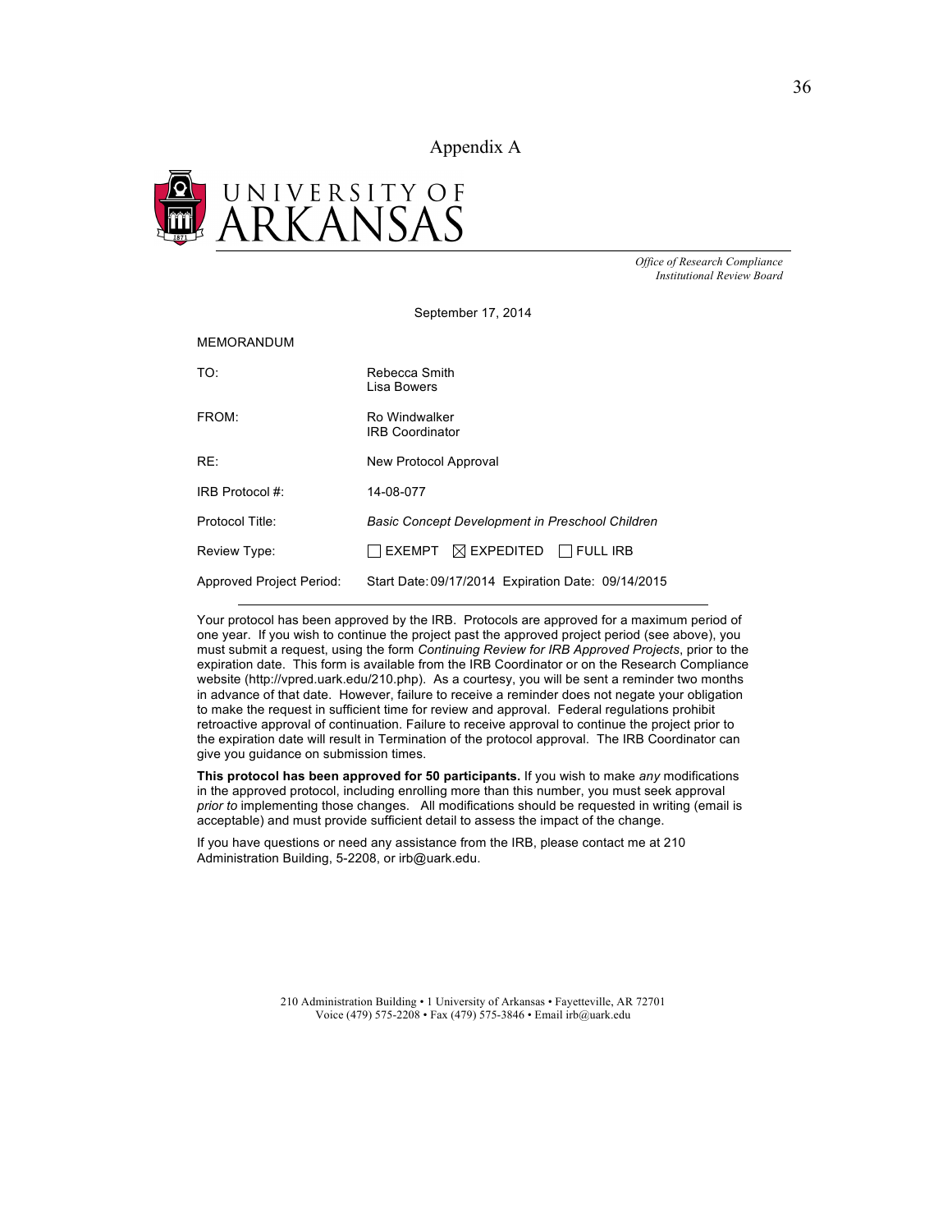# Appendix A

UNIVERSITY OF ARKANSAS

*Office of Research Compliance*
*Institutional Review Board*

September 17, 2014

MEMORANDUM

| | |
|---|---|
| TO: | Rebecca Smith<br>Lisa Bowers |
| FROM: | Ro Windwalker<br>IRB Coordinator |
| RE: | New Protocol Approval |
| IRB Protocol #: | 14-08-077 |
| Protocol Title: | *Basic Concept Development in Preschool Children* |
| Review Type: | ☐ EXEMPT ☒ EXPEDITED ☐ FULL IRB |
| Approved Project Period: | Start Date: 09/17/2014 Expiration Date: 09/14/2015 |

Your protocol has been approved by the IRB. Protocols are approved for a maximum period of one year. If you wish to continue the project past the approved project period (see above), you must submit a request, using the form *Continuing Review for IRB Approved Projects*, prior to the expiration date. This form is available from the IRB Coordinator or on the Research Compliance website (http://vpred.uark.edu/210.php). As a courtesy, you will be sent a reminder two months in advance of that date. However, failure to receive a reminder does not negate your obligation to make the request in sufficient time for review and approval. Federal regulations prohibit retroactive approval of continuation. Failure to receive approval to continue the project prior to the expiration date will result in Termination of the protocol approval. The IRB Coordinator can give you guidance on submission times.

**This protocol has been approved for 50 participants.** If you wish to make *any* modifications in the approved protocol, including enrolling more than this number, you must seek approval *prior to* implementing those changes. All modifications should be requested in writing (email is acceptable) and must provide sufficient detail to assess the impact of the change.

If you have questions or need any assistance from the IRB, please contact me at 210 Administration Building, 5-2208, or irb@uark.edu.

210 Administration Building • 1 University of Arkansas • Fayetteville, AR 72701
Voice (479) 575-2208 • Fax (479) 575-3846 • Email irb@uark.edu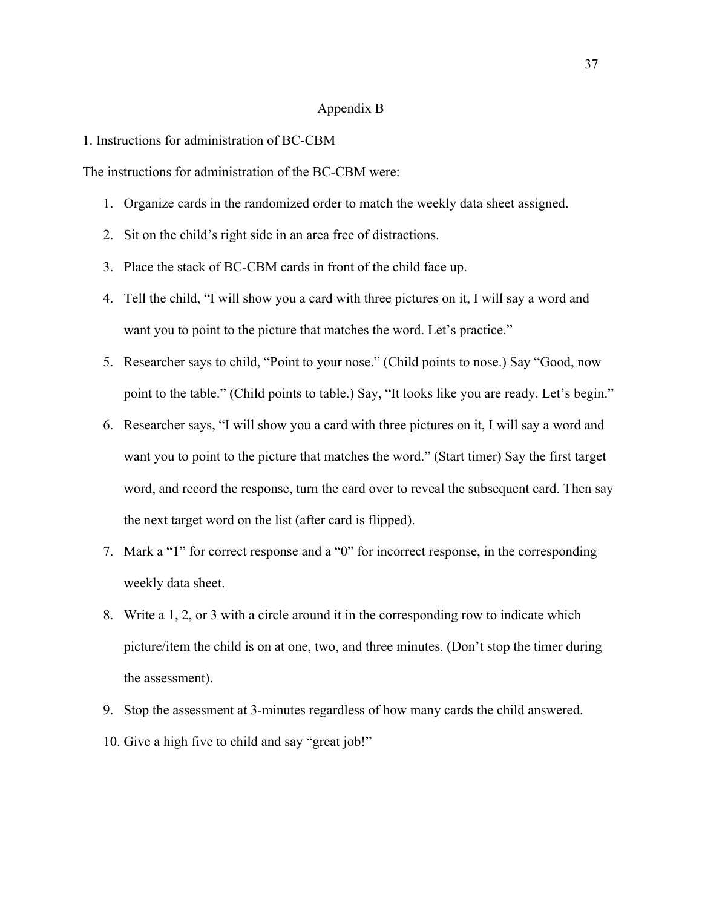## Appendix B

1. Instructions for administration of BC-CBM

The instructions for administration of the BC-CBM were:

1. Organize cards in the randomized order to match the weekly data sheet assigned.
2. Sit on the child's right side in an area free of distractions.
3. Place the stack of BC-CBM cards in front of the child face up.
4. Tell the child, "I will show you a card with three pictures on it, I will say a word and want you to point to the picture that matches the word. Let's practice."
5. Researcher says to child, "Point to your nose." (Child points to nose.) Say "Good, now point to the table." (Child points to table.) Say, "It looks like you are ready. Let's begin."
6. Researcher says, "I will show you a card with three pictures on it, I will say a word and want you to point to the picture that matches the word." (Start timer) Say the first target word, and record the response, turn the card over to reveal the subsequent card. Then say the next target word on the list (after card is flipped).
7. Mark a "1" for correct response and a "0" for incorrect response, in the corresponding weekly data sheet.
8. Write a 1, 2, or 3 with a circle around it in the corresponding row to indicate which picture/item the child is on at one, two, and three minutes. (Don't stop the timer during the assessment).
9. Stop the assessment at 3-minutes regardless of how many cards the child answered.
10. Give a high five to child and say "great job!"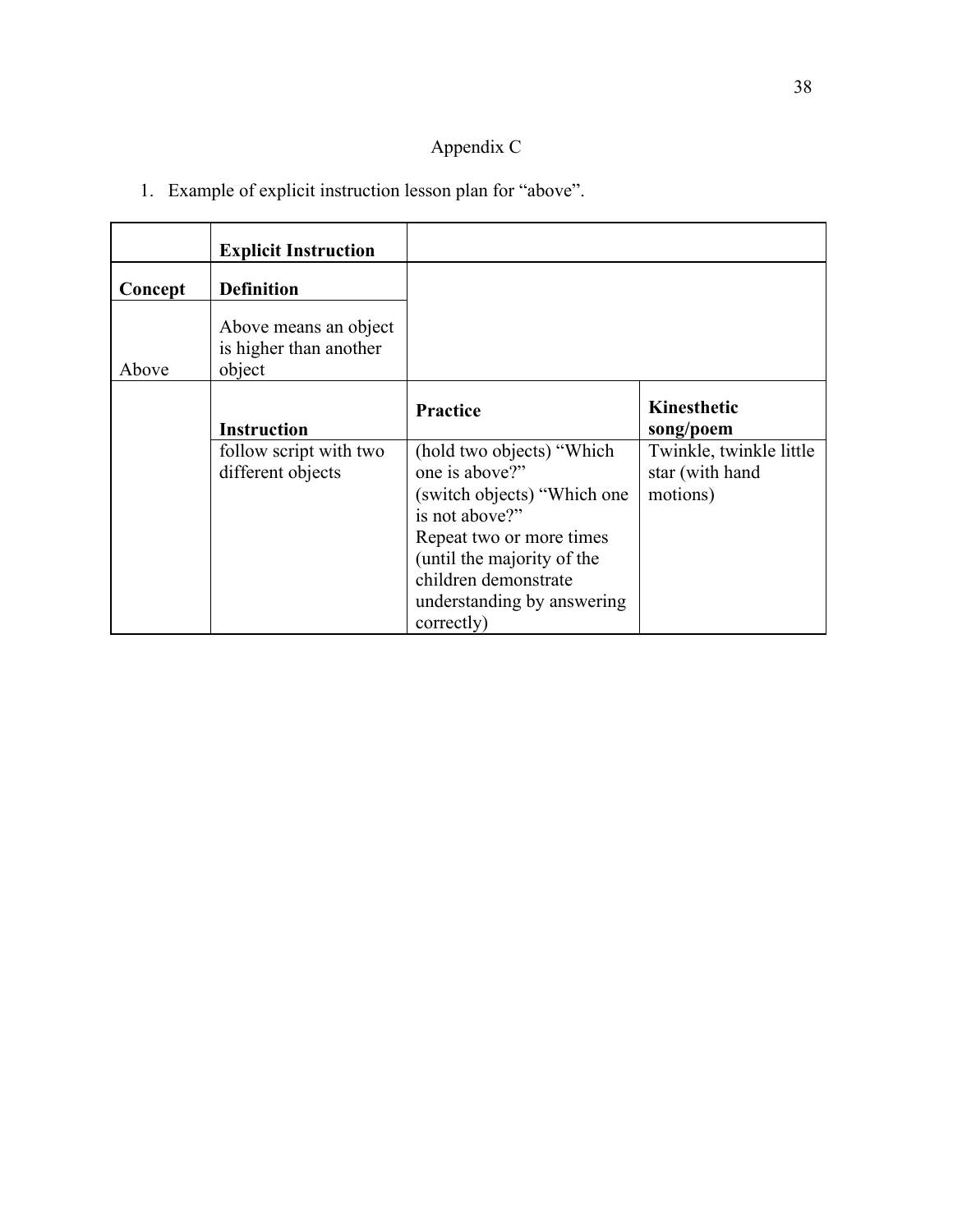Appendix C

1. Example of explicit instruction lesson plan for "above".

| | **Explicit Instruction** | | |
|---|---|---|---|
| **Concept** | **Definition** | | |
| Above | Above means an object is higher than another object | | |
| | **Instruction** | **Practice** | **Kinesthetic song/poem** |
| | follow script with two different objects | (hold two objects) "Which one is above?" (switch objects) "Which one is not above?" Repeat two or more times (until the majority of the children demonstrate understanding by answering correctly) | Twinkle, twinkle little star (with hand motions) |